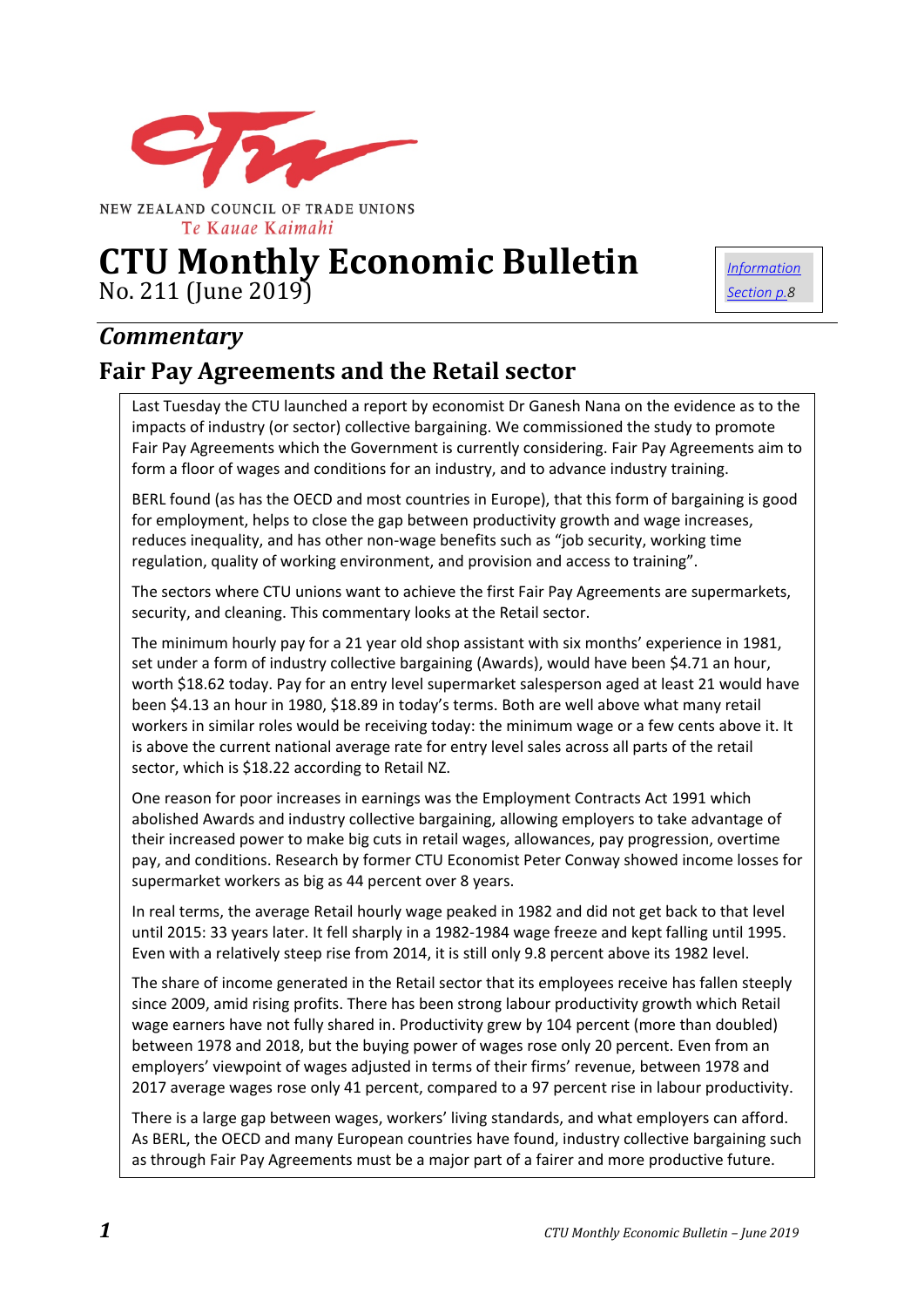NEW ZEALAND COUNCIL OF TRADE UNIONS
Te Kauae Kaimahi

# CTU Monthly Economic Bulletin

No. 211 (June 2019)

[Information Section p.8]

## *Commentary*

## Fair Pay Agreements and the Retail sector

Last Tuesday the CTU launched a report by economist Dr Ganesh Nana on the evidence as to the impacts of industry (or sector) collective bargaining. We commissioned the study to promote Fair Pay Agreements which the Government is currently considering. Fair Pay Agreements aim to form a floor of wages and conditions for an industry, and to advance industry training.

BERL found (as has the OECD and most countries in Europe), that this form of bargaining is good for employment, helps to close the gap between productivity growth and wage increases, reduces inequality, and has other non-wage benefits such as "job security, working time regulation, quality of working environment, and provision and access to training".

The sectors where CTU unions want to achieve the first Fair Pay Agreements are supermarkets, security, and cleaning. This commentary looks at the Retail sector.

The minimum hourly pay for a 21 year old shop assistant with six months' experience in 1981, set under a form of industry collective bargaining (Awards), would have been $4.71 an hour, worth $18.62 today. Pay for an entry level supermarket salesperson aged at least 21 would have been $4.13 an hour in 1980, $18.89 in today's terms. Both are well above what many retail workers in similar roles would be receiving today: the minimum wage or a few cents above it. It is above the current national average rate for entry level sales across all parts of the retail sector, which is $18.22 according to Retail NZ.

One reason for poor increases in earnings was the Employment Contracts Act 1991 which abolished Awards and industry collective bargaining, allowing employers to take advantage of their increased power to make big cuts in retail wages, allowances, pay progression, overtime pay, and conditions. Research by former CTU Economist Peter Conway showed income losses for supermarket workers as big as 44 percent over 8 years.

In real terms, the average Retail hourly wage peaked in 1982 and did not get back to that level until 2015: 33 years later. It fell sharply in a 1982-1984 wage freeze and kept falling until 1995. Even with a relatively steep rise from 2014, it is still only 9.8 percent above its 1982 level.

The share of income generated in the Retail sector that its employees receive has fallen steeply since 2009, amid rising profits. There has been strong labour productivity growth which Retail wage earners have not fully shared in. Productivity grew by 104 percent (more than doubled) between 1978 and 2018, but the buying power of wages rose only 20 percent. Even from an employers' viewpoint of wages adjusted in terms of their firms' revenue, between 1978 and 2017 average wages rose only 41 percent, compared to a 97 percent rise in labour productivity.

There is a large gap between wages, workers' living standards, and what employers can afford. As BERL, the OECD and many European countries have found, industry collective bargaining such as through Fair Pay Agreements must be a major part of a fairer and more productive future.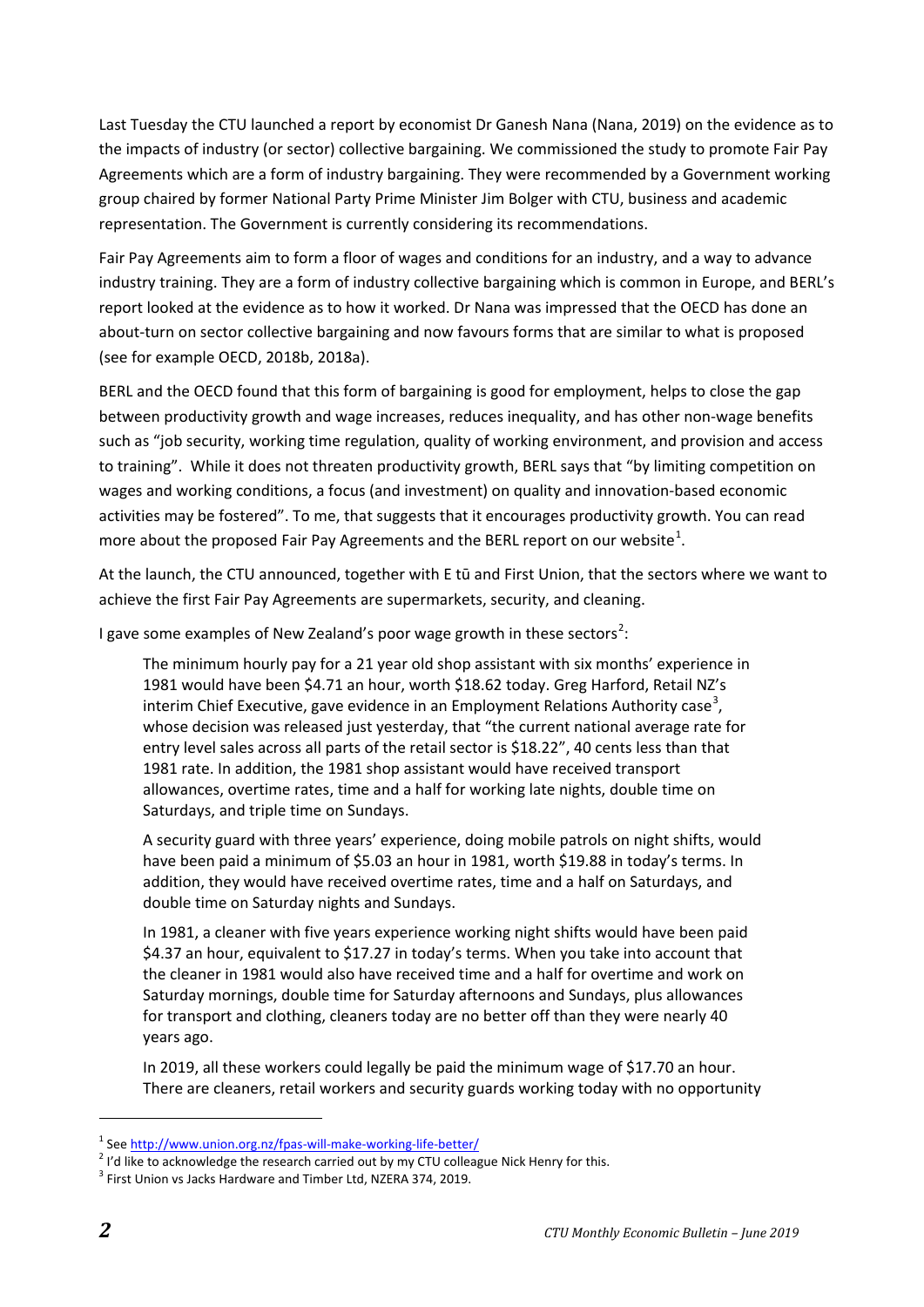Last Tuesday the CTU launched a report by economist Dr Ganesh Nana (Nana, 2019) on the evidence as to the impacts of industry (or sector) collective bargaining. We commissioned the study to promote Fair Pay Agreements which are a form of industry bargaining. They were recommended by a Government working group chaired by former National Party Prime Minister Jim Bolger with CTU, business and academic representation. The Government is currently considering its recommendations.

Fair Pay Agreements aim to form a floor of wages and conditions for an industry, and a way to advance industry training. They are a form of industry collective bargaining which is common in Europe, and BERL's report looked at the evidence as to how it worked. Dr Nana was impressed that the OECD has done an about-turn on sector collective bargaining and now favours forms that are similar to what is proposed (see for example OECD, 2018b, 2018a).

BERL and the OECD found that this form of bargaining is good for employment, helps to close the gap between productivity growth and wage increases, reduces inequality, and has other non-wage benefits such as "job security, working time regulation, quality of working environment, and provision and access to training". While it does not threaten productivity growth, BERL says that "by limiting competition on wages and working conditions, a focus (and investment) on quality and innovation-based economic activities may be fostered". To me, that suggests that it encourages productivity growth. You can read more about the proposed Fair Pay Agreements and the BERL report on our website[1].

At the launch, the CTU announced, together with E tū and First Union, that the sectors where we want to achieve the first Fair Pay Agreements are supermarkets, security, and cleaning.

I gave some examples of New Zealand's poor wage growth in these sectors[2]:

> The minimum hourly pay for a 21 year old shop assistant with six months' experience in 1981 would have been \$4.71 an hour, worth \$18.62 today. Greg Harford, Retail NZ's interim Chief Executive, gave evidence in an Employment Relations Authority case[3], whose decision was released just yesterday, that "the current national average rate for entry level sales across all parts of the retail sector is \$18.22", 40 cents less than that 1981 rate. In addition, the 1981 shop assistant would have received transport allowances, overtime rates, time and a half for working late nights, double time on Saturdays, and triple time on Sundays.
>
> A security guard with three years' experience, doing mobile patrols on night shifts, would have been paid a minimum of \$5.03 an hour in 1981, worth \$19.88 in today's terms. In addition, they would have received overtime rates, time and a half on Saturdays, and double time on Saturday nights and Sundays.
>
> In 1981, a cleaner with five years experience working night shifts would have been paid \$4.37 an hour, equivalent to \$17.27 in today's terms. When you take into account that the cleaner in 1981 would also have received time and a half for overtime and work on Saturday mornings, double time for Saturday afternoons and Sundays, plus allowances for transport and clothing, cleaners today are no better off than they were nearly 40 years ago.
>
> In 2019, all these workers could legally be paid the minimum wage of \$17.70 an hour. There are cleaners, retail workers and security guards working today with no opportunity

---

[1] See http://www.union.org.nz/fpas-will-make-working-life-better/

[2] I'd like to acknowledge the research carried out by my CTU colleague Nick Henry for this.

[3] First Union vs Jacks Hardware and Timber Ltd, NZERA 374, 2019.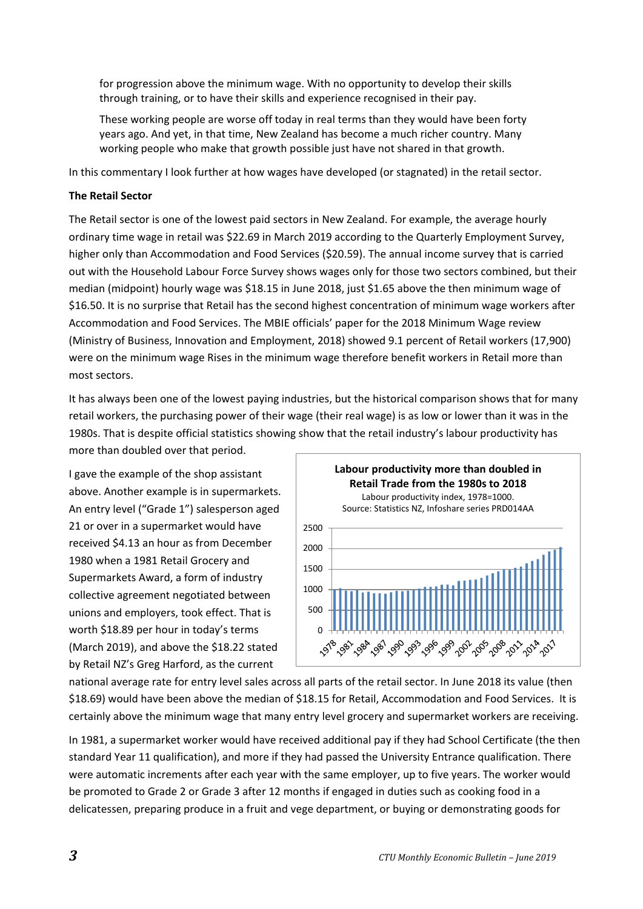for progression above the minimum wage. With no opportunity to develop their skills through training, or to have their skills and experience recognised in their pay.

These working people are worse off today in real terms than they would have been forty years ago. And yet, in that time, New Zealand has become a much richer country. Many working people who make that growth possible just have not shared in that growth.

In this commentary I look further at how wages have developed (or stagnated) in the retail sector.

**The Retail Sector**

The Retail sector is one of the lowest paid sectors in New Zealand. For example, the average hourly ordinary time wage in retail was $22.69 in March 2019 according to the Quarterly Employment Survey, higher only than Accommodation and Food Services ($20.59). The annual income survey that is carried out with the Household Labour Force Survey shows wages only for those two sectors combined, but their median (midpoint) hourly wage was $18.15 in June 2018, just $1.65 above the then minimum wage of $16.50. It is no surprise that Retail has the second highest concentration of minimum wage workers after Accommodation and Food Services. The MBIE officials' paper for the 2018 Minimum Wage review (Ministry of Business, Innovation and Employment, 2018) showed 9.1 percent of Retail workers (17,900) were on the minimum wage Rises in the minimum wage therefore benefit workers in Retail more than most sectors.

It has always been one of the lowest paying industries, but the historical comparison shows that for many retail workers, the purchasing power of their wage (their real wage) is as low or lower than it was in the 1980s. That is despite official statistics showing show that the retail industry's labour productivity has more than doubled over that period.

**Labour productivity more than doubled in Retail Trade from the 1980s to 2018**

Labour productivity index, 1978=1000.
Source: Statistics NZ, Infoshare series PRD014AA

I gave the example of the shop assistant above. Another example is in supermarkets. An entry level ("Grade 1") salesperson aged 21 or over in a supermarket would have received $4.13 an hour as from December 1980 when a 1981 Retail Grocery and Supermarkets Award, a form of industry collective agreement negotiated between unions and employers, took effect. That is worth $18.89 per hour in today's terms (March 2019), and above the $18.22 stated by Retail NZ's Greg Harford, as the current national average rate for entry level sales across all parts of the retail sector. In June 2018 its value (then $18.69) would have been above the median of $18.15 for Retail, Accommodation and Food Services. It is certainly above the minimum wage that many entry level grocery and supermarket workers are receiving.

In 1981, a supermarket worker would have received additional pay if they had School Certificate (the then standard Year 11 qualification), and more if they had passed the University Entrance qualification. There were automatic increments after each year with the same employer, up to five years. The worker would be promoted to Grade 2 or Grade 3 after 12 months if engaged in duties such as cooking food in a delicatessen, preparing produce in a fruit and vege department, or buying or demonstrating goods for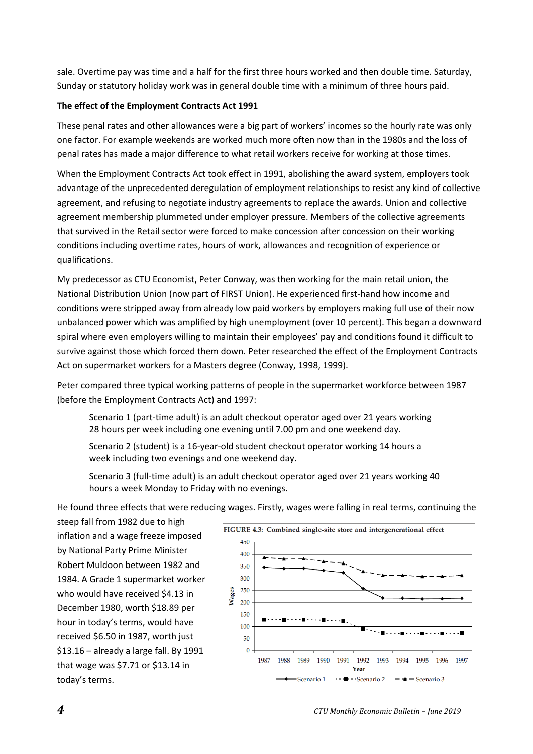sale. Overtime pay was time and a half for the first three hours worked and then double time. Saturday, Sunday or statutory holiday work was in general double time with a minimum of three hours paid.

**The effect of the Employment Contracts Act 1991**

These penal rates and other allowances were a big part of workers' incomes so the hourly rate was only one factor. For example weekends are worked much more often now than in the 1980s and the loss of penal rates has made a major difference to what retail workers receive for working at those times.

When the Employment Contracts Act took effect in 1991, abolishing the award system, employers took advantage of the unprecedented deregulation of employment relationships to resist any kind of collective agreement, and refusing to negotiate industry agreements to replace the awards. Union and collective agreement membership plummeted under employer pressure. Members of the collective agreements that survived in the Retail sector were forced to make concession after concession on their working conditions including overtime rates, hours of work, allowances and recognition of experience or qualifications.

My predecessor as CTU Economist, Peter Conway, was then working for the main retail union, the National Distribution Union (now part of FIRST Union). He experienced first-hand how income and conditions were stripped away from already low paid workers by employers making full use of their now unbalanced power which was amplified by high unemployment (over 10 percent). This began a downward spiral where even employers willing to maintain their employees' pay and conditions found it difficult to survive against those which forced them down. Peter researched the effect of the Employment Contracts Act on supermarket workers for a Masters degree (Conway, 1998, 1999).

Peter compared three typical working patterns of people in the supermarket workforce between 1987 (before the Employment Contracts Act) and 1997:

> Scenario 1 (part-time adult) is an adult checkout operator aged over 21 years working 28 hours per week including one evening until 7.00 pm and one weekend day.
>
> Scenario 2 (student) is a 16-year-old student checkout operator working 14 hours a week including two evenings and one weekend day.
>
> Scenario 3 (full-time adult) is an adult checkout operator aged over 21 years working 40 hours a week Monday to Friday with no evenings.

He found three effects that were reducing wages. Firstly, wages were falling in real terms, continuing the steep fall from 1982 due to high inflation and a wage freeze imposed by National Party Prime Minister Robert Muldoon between 1982 and 1984. A Grade 1 supermarket worker who would have received $4.13 in December 1980, worth $18.89 per hour in today's terms, would have received $6.50 in 1987, worth just $13.16 – already a large fall. By 1991 that wage was $7.71 or $13.14 in today's terms.

FIGURE 4.3: Combined single-site store and intergenerational effect

| Year | Scenario 1 | Scenario 2 | Scenario 3 |
|---|---|---|---|
| 1987 | 348 | 130 | 388 |
| 1988 | 343 | 130 | 381 |
| 1989 | 344 | 130 | 382 |
| 1990 | 335 | 127 | 372 |
| 1991 | 327 | 124 | 364 |
| 1992 | 258 | 92 | 332 |
| 1993 | 220 | 73 | 314 |
| 1994 | 219 | 72 | 314 |
| 1995 | 216 | 71 | 309 |
| 1996 | 217 | 72 | 310 |
| 1997 | 219 | 73 | 314 |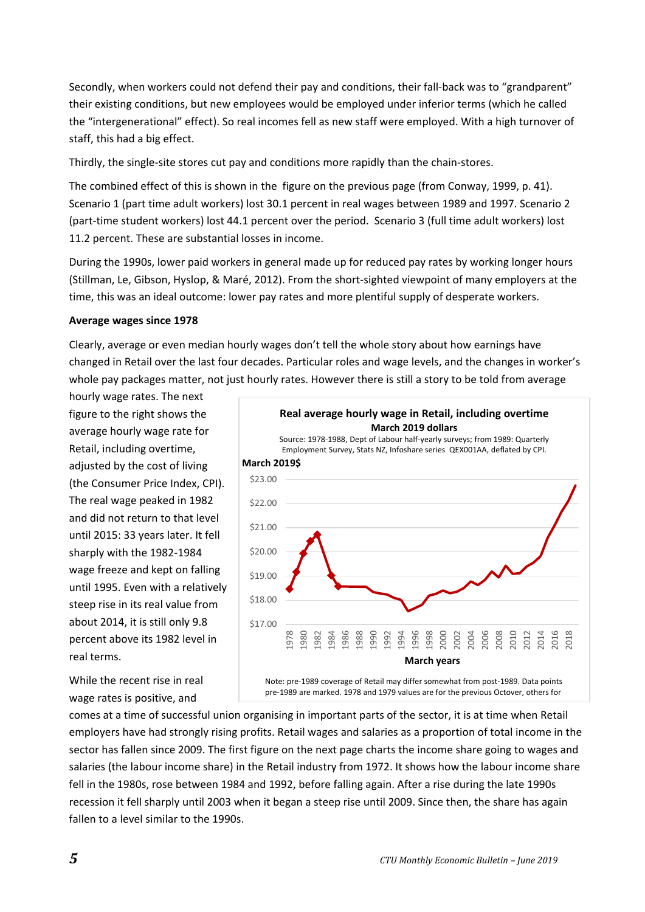Secondly, when workers could not defend their pay and conditions, their fall-back was to "grandparent" their existing conditions, but new employees would be employed under inferior terms (which he called the "intergenerational" effect). So real incomes fell as new staff were employed. With a high turnover of staff, this had a big effect.

Thirdly, the single-site stores cut pay and conditions more rapidly than the chain-stores.

The combined effect of this is shown in the figure on the previous page (from Conway, 1999, p. 41). Scenario 1 (part time adult workers) lost 30.1 percent in real wages between 1989 and 1997. Scenario 2 (part-time student workers) lost 44.1 percent over the period. Scenario 3 (full time adult workers) lost 11.2 percent. These are substantial losses in income.

During the 1990s, lower paid workers in general made up for reduced pay rates by working longer hours (Stillman, Le, Gibson, Hyslop, & Maré, 2012). From the short-sighted viewpoint of many employers at the time, this was an ideal outcome: lower pay rates and more plentiful supply of desperate workers.

**Average wages since 1978**

Clearly, average or even median hourly wages don't tell the whole story about how earnings have changed in Retail over the last four decades. Particular roles and wage levels, and the changes in worker's whole pay packages matter, not just hourly rates. However there is still a story to be told from average hourly wage rates. The next figure to the right shows the average hourly wage rate for Retail, including overtime, adjusted by the cost of living (the Consumer Price Index, CPI). The real wage peaked in 1982 and did not return to that level until 2015: 33 years later. It fell sharply with the 1982-1984 wage freeze and kept on falling until 1995. Even with a relatively steep rise in its real value from about 2014, it is still only 9.8 percent above its 1982 level in real terms.

**Real average hourly wage in Retail, including overtime**
**March 2019 dollars**

Source: 1978-1988, Dept of Labour half-yearly surveys; from 1989: Quarterly Employment Survey, Stats NZ, Infoshare series QEX001AA, deflated by CPI.

Note: pre-1989 coverage of Retail may differ somewhat from post-1989. Data points pre-1989 are marked. 1978 and 1979 values are for the previous Octover, others for

While the recent rise in real wage rates is positive, and comes at a time of successful union organising in important parts of the sector, it is at time when Retail employers have had strongly rising profits. Retail wages and salaries as a proportion of total income in the sector has fallen since 2009. The first figure on the next page charts the income share going to wages and salaries (the labour income share) in the Retail industry from 1972. It shows how the labour income share fell in the 1980s, rose between 1984 and 1992, before falling again. After a rise during the late 1990s recession it fell sharply until 2003 when it began a steep rise until 2009. Since then, the share has again fallen to a level similar to the 1990s.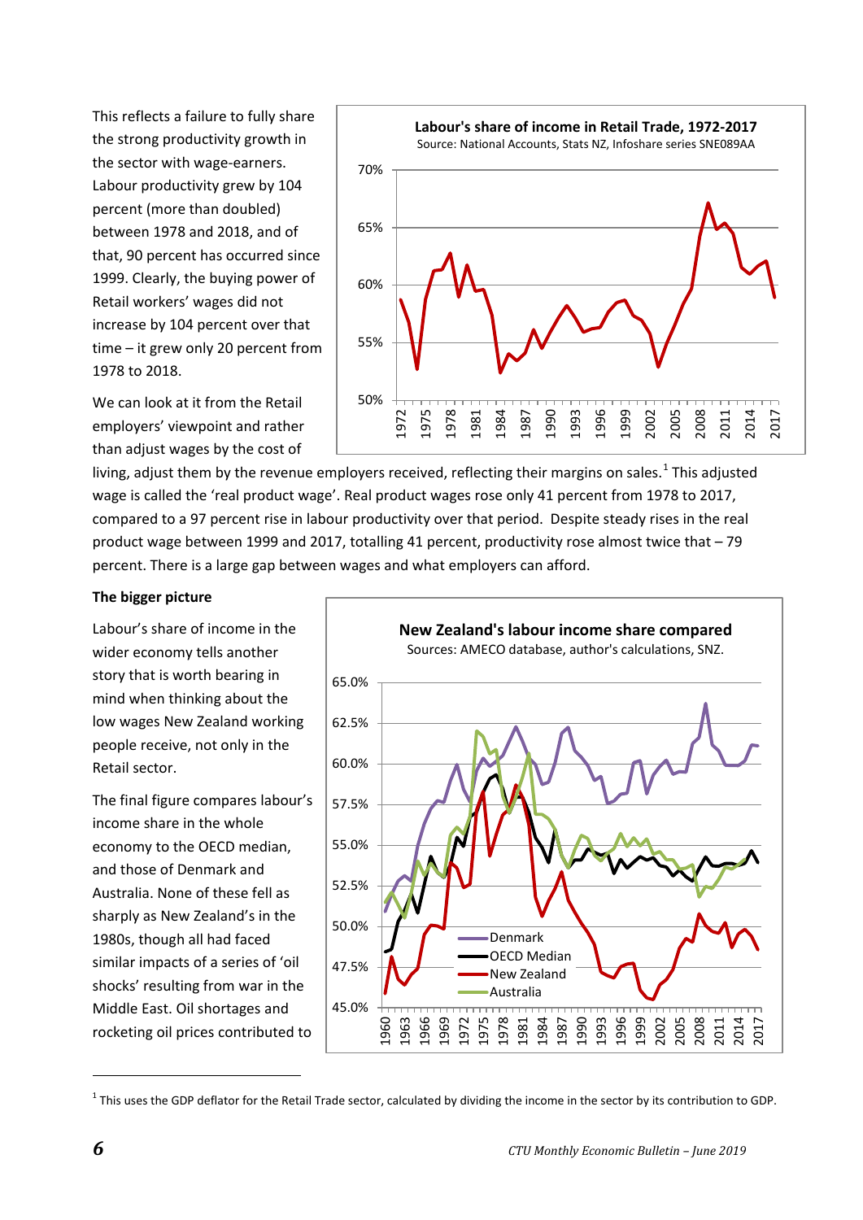This reflects a failure to fully share the strong productivity growth in the sector with wage-earners. Labour productivity grew by 104 percent (more than doubled) between 1978 and 2018, and of that, 90 percent has occurred since 1999. Clearly, the buying power of Retail workers' wages did not increase by 104 percent over that time – it grew only 20 percent from 1978 to 2018.

**Labour's share of income in Retail Trade, 1972-2017**
Source: National Accounts, Stats NZ, Infoshare series SNE089AA

We can look at it from the Retail employers' viewpoint and rather than adjust wages by the cost of living, adjust them by the revenue employers received, reflecting their margins on sales.[1] This adjusted wage is called the 'real product wage'. Real product wages rose only 41 percent from 1978 to 2017, compared to a 97 percent rise in labour productivity over that period. Despite steady rises in the real product wage between 1999 and 2017, totalling 41 percent, productivity rose almost twice that – 79 percent. There is a large gap between wages and what employers can afford.

**The bigger picture**

Labour's share of income in the wider economy tells another story that is worth bearing in mind when thinking about the low wages New Zealand working people receive, not only in the Retail sector.

The final figure compares labour's income share in the whole economy to the OECD median, and those of Denmark and Australia. None of these fell as sharply as New Zealand's in the 1980s, though all had faced similar impacts of a series of 'oil shocks' resulting from war in the Middle East. Oil shortages and rocketing oil prices contributed to

**New Zealand's labour income share compared**
Sources: AMECO database, author's calculations, SNZ.

[1] This uses the GDP deflator for the Retail Trade sector, calculated by dividing the income in the sector by its contribution to GDP.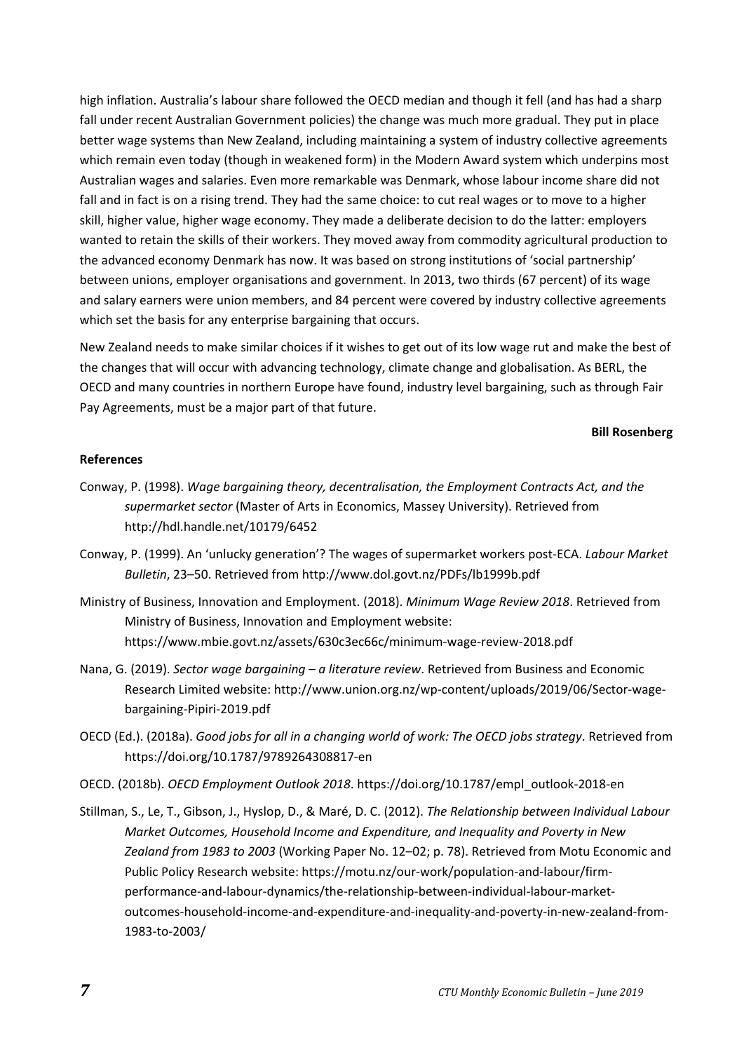high inflation. Australia's labour share followed the OECD median and though it fell (and has had a sharp fall under recent Australian Government policies) the change was much more gradual. They put in place better wage systems than New Zealand, including maintaining a system of industry collective agreements which remain even today (though in weakened form) in the Modern Award system which underpins most Australian wages and salaries. Even more remarkable was Denmark, whose labour income share did not fall and in fact is on a rising trend. They had the same choice: to cut real wages or to move to a higher skill, higher value, higher wage economy. They made a deliberate decision to do the latter: employers wanted to retain the skills of their workers. They moved away from commodity agricultural production to the advanced economy Denmark has now. It was based on strong institutions of 'social partnership' between unions, employer organisations and government. In 2013, two thirds (67 percent) of its wage and salary earners were union members, and 84 percent were covered by industry collective agreements which set the basis for any enterprise bargaining that occurs.

New Zealand needs to make similar choices if it wishes to get out of its low wage rut and make the best of the changes that will occur with advancing technology, climate change and globalisation. As BERL, the OECD and many countries in northern Europe have found, industry level bargaining, such as through Fair Pay Agreements, must be a major part of that future.

**Bill Rosenberg**

**References**

Conway, P. (1998). *Wage bargaining theory, decentralisation, the Employment Contracts Act, and the supermarket sector* (Master of Arts in Economics, Massey University). Retrieved from http://hdl.handle.net/10179/6452

Conway, P. (1999). An 'unlucky generation'? The wages of supermarket workers post-ECA. *Labour Market Bulletin*, 23–50. Retrieved from http://www.dol.govt.nz/PDFs/lb1999b.pdf

Ministry of Business, Innovation and Employment. (2018). *Minimum Wage Review 2018*. Retrieved from Ministry of Business, Innovation and Employment website: https://www.mbie.govt.nz/assets/630c3ec66c/minimum-wage-review-2018.pdf

Nana, G. (2019). *Sector wage bargaining – a literature review*. Retrieved from Business and Economic Research Limited website: http://www.union.org.nz/wp-content/uploads/2019/06/Sector-wage-bargaining-Pipiri-2019.pdf

OECD (Ed.). (2018a). *Good jobs for all in a changing world of work: The OECD jobs strategy*. Retrieved from https://doi.org/10.1787/9789264308817-en

OECD. (2018b). *OECD Employment Outlook 2018*. https://doi.org/10.1787/empl_outlook-2018-en

Stillman, S., Le, T., Gibson, J., Hyslop, D., & Maré, D. C. (2012). *The Relationship between Individual Labour Market Outcomes, Household Income and Expenditure, and Inequality and Poverty in New Zealand from 1983 to 2003* (Working Paper No. 12–02; p. 78). Retrieved from Motu Economic and Public Policy Research website: https://motu.nz/our-work/population-and-labour/firm-performance-and-labour-dynamics/the-relationship-between-individual-labour-market-outcomes-household-income-and-expenditure-and-inequality-and-poverty-in-new-zealand-from-1983-to-2003/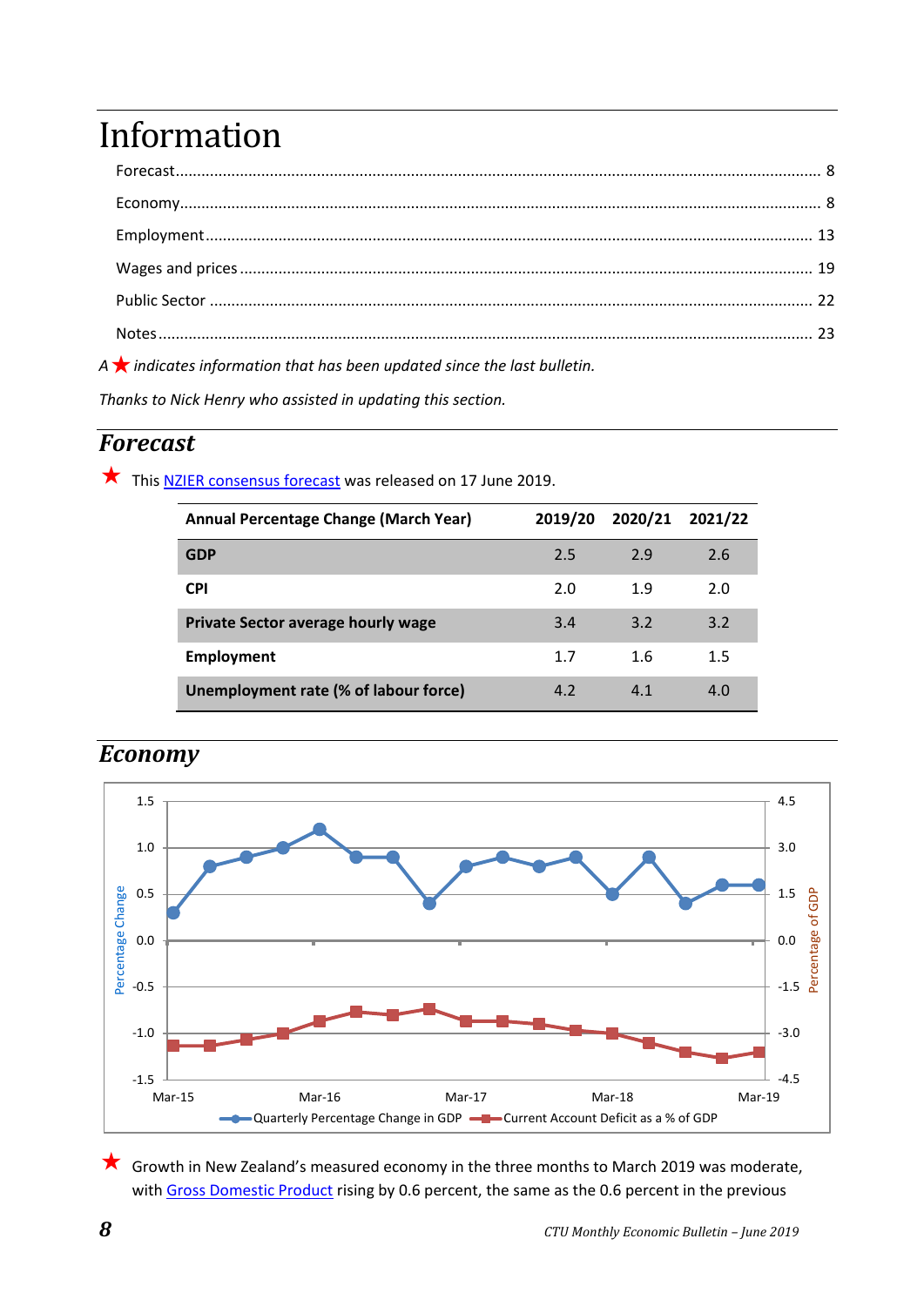# Information

Forecast................................................................................................................................................... 8

Economy................................................................................................................................................... 8

Employment........................................................................................................................................... 13

Wages and prices.................................................................................................................................... 19

Public Sector .......................................................................................................................................... 22

Notes...................................................................................................................................................... 23

*A ★ indicates information that has been updated since the last bulletin.*

*Thanks to Nick Henry who assisted in updating this section.*

## Forecast

★ This NZIER consensus forecast was released on 17 June 2019.

| Annual Percentage Change (March Year) | 2019/20 | 2020/21 | 2021/22 |
|---|---|---|---|
| **GDP** | 2.5 | 2.9 | 2.6 |
| **CPI** | 2.0 | 1.9 | 2.0 |
| **Private Sector average hourly wage** | 3.4 | 3.2 | 3.2 |
| **Employment** | 1.7 | 1.6 | 1.5 |
| **Unemployment rate (% of labour force)** | 4.2 | 4.1 | 4.0 |

## Economy

★ Growth in New Zealand's measured economy in the three months to March 2019 was moderate, with Gross Domestic Product rising by 0.6 percent, the same as the 0.6 percent in the previous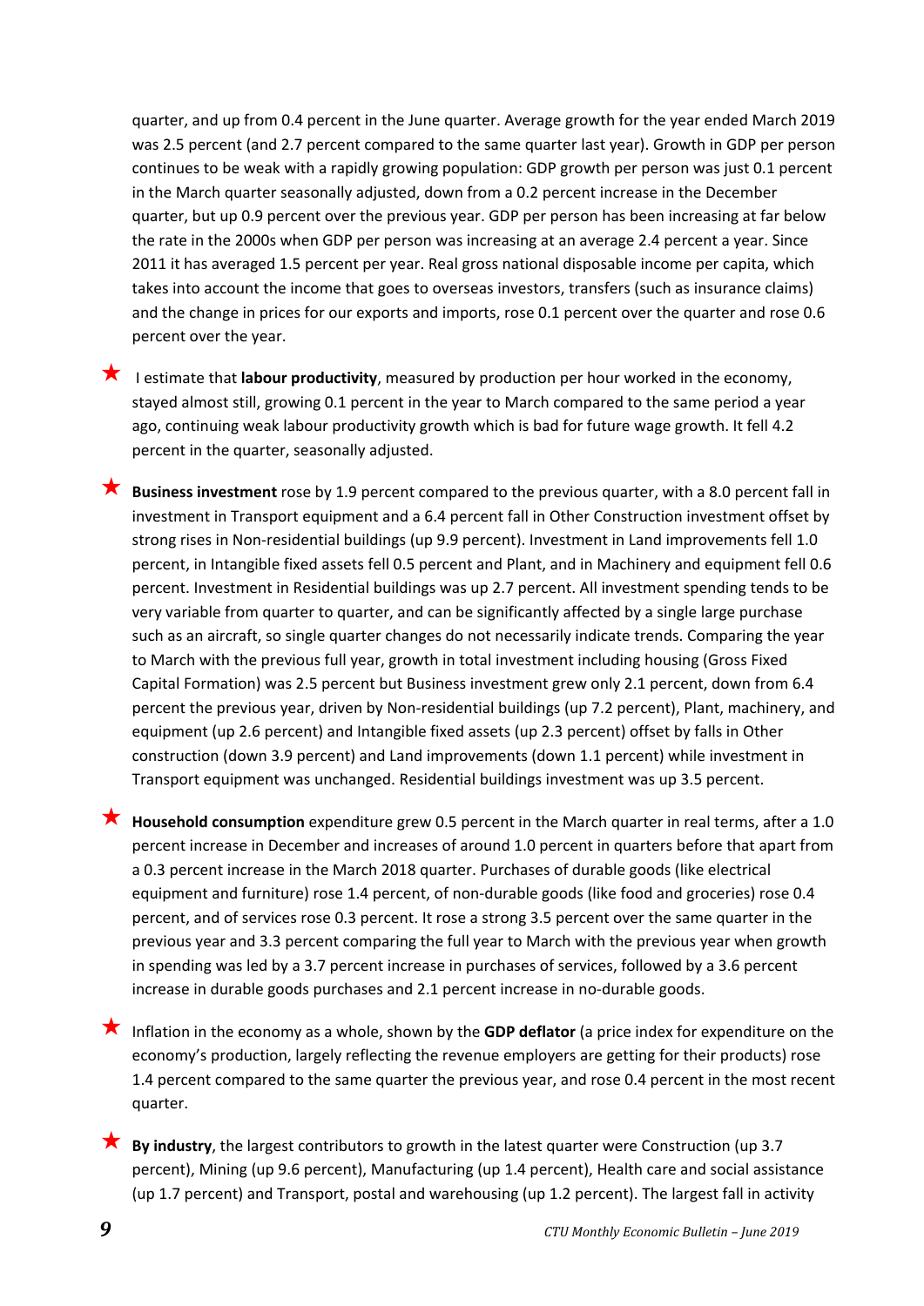quarter, and up from 0.4 percent in the June quarter. Average growth for the year ended March 2019 was 2.5 percent (and 2.7 percent compared to the same quarter last year). Growth in GDP per person continues to be weak with a rapidly growing population: GDP growth per person was just 0.1 percent in the March quarter seasonally adjusted, down from a 0.2 percent increase in the December quarter, but up 0.9 percent over the previous year. GDP per person has been increasing at far below the rate in the 2000s when GDP per person was increasing at an average 2.4 percent a year. Since 2011 it has averaged 1.5 percent per year. Real gross national disposable income per capita, which takes into account the income that goes to overseas investors, transfers (such as insurance claims) and the change in prices for our exports and imports, rose 0.1 percent over the quarter and rose 0.6 percent over the year.

- I estimate that **labour productivity**, measured by production per hour worked in the economy, stayed almost still, growing 0.1 percent in the year to March compared to the same period a year ago, continuing weak labour productivity growth which is bad for future wage growth. It fell 4.2 percent in the quarter, seasonally adjusted.

- **Business investment** rose by 1.9 percent compared to the previous quarter, with a 8.0 percent fall in investment in Transport equipment and a 6.4 percent fall in Other Construction investment offset by strong rises in Non-residential buildings (up 9.9 percent). Investment in Land improvements fell 1.0 percent, in Intangible fixed assets fell 0.5 percent and Plant, and in Machinery and equipment fell 0.6 percent. Investment in Residential buildings was up 2.7 percent. All investment spending tends to be very variable from quarter to quarter, and can be significantly affected by a single large purchase such as an aircraft, so single quarter changes do not necessarily indicate trends. Comparing the year to March with the previous full year, growth in total investment including housing (Gross Fixed Capital Formation) was 2.5 percent but Business investment grew only 2.1 percent, down from 6.4 percent the previous year, driven by Non-residential buildings (up 7.2 percent), Plant, machinery, and equipment (up 2.6 percent) and Intangible fixed assets (up 2.3 percent) offset by falls in Other construction (down 3.9 percent) and Land improvements (down 1.1 percent) while investment in Transport equipment was unchanged. Residential buildings investment was up 3.5 percent.

- **Household consumption** expenditure grew 0.5 percent in the March quarter in real terms, after a 1.0 percent increase in December and increases of around 1.0 percent in quarters before that apart from a 0.3 percent increase in the March 2018 quarter. Purchases of durable goods (like electrical equipment and furniture) rose 1.4 percent, of non-durable goods (like food and groceries) rose 0.4 percent, and of services rose 0.3 percent. It rose a strong 3.5 percent over the same quarter in the previous year and 3.3 percent comparing the full year to March with the previous year when growth in spending was led by a 3.7 percent increase in purchases of services, followed by a 3.6 percent increase in durable goods purchases and 2.1 percent increase in no-durable goods.

- Inflation in the economy as a whole, shown by the **GDP deflator** (a price index for expenditure on the economy's production, largely reflecting the revenue employers are getting for their products) rose 1.4 percent compared to the same quarter the previous year, and rose 0.4 percent in the most recent quarter.

- **By industry**, the largest contributors to growth in the latest quarter were Construction (up 3.7 percent), Mining (up 9.6 percent), Manufacturing (up 1.4 percent), Health care and social assistance (up 1.7 percent) and Transport, postal and warehousing (up 1.2 percent). The largest fall in activity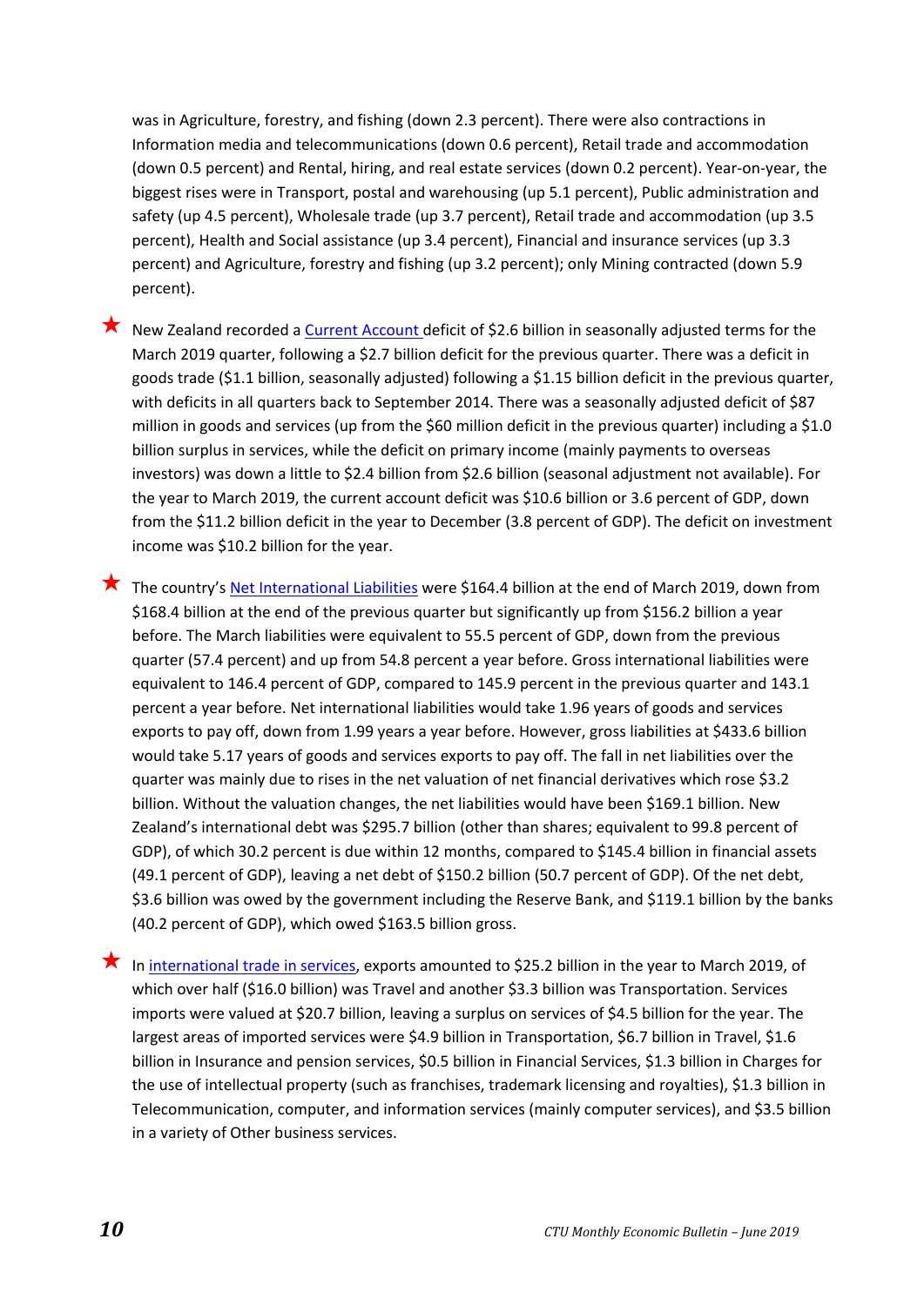was in Agriculture, forestry, and fishing (down 2.3 percent). There were also contractions in Information media and telecommunications (down 0.6 percent), Retail trade and accommodation (down 0.5 percent) and Rental, hiring, and real estate services (down 0.2 percent). Year-on-year, the biggest rises were in Transport, postal and warehousing (up 5.1 percent), Public administration and safety (up 4.5 percent), Wholesale trade (up 3.7 percent), Retail trade and accommodation (up 3.5 percent), Health and Social assistance (up 3.4 percent), Financial and insurance services (up 3.3 percent) and Agriculture, forestry and fishing (up 3.2 percent); only Mining contracted (down 5.9 percent).

- New Zealand recorded a Current Account deficit of $2.6 billion in seasonally adjusted terms for the March 2019 quarter, following a $2.7 billion deficit for the previous quarter. There was a deficit in goods trade ($1.1 billion, seasonally adjusted) following a $1.15 billion deficit in the previous quarter, with deficits in all quarters back to September 2014. There was a seasonally adjusted deficit of $87 million in goods and services (up from the $60 million deficit in the previous quarter) including a $1.0 billion surplus in services, while the deficit on primary income (mainly payments to overseas investors) was down a little to $2.4 billion from $2.6 billion (seasonal adjustment not available). For the year to March 2019, the current account deficit was $10.6 billion or 3.6 percent of GDP, down from the $11.2 billion deficit in the year to December (3.8 percent of GDP). The deficit on investment income was $10.2 billion for the year.

- The country's Net International Liabilities were $164.4 billion at the end of March 2019, down from $168.4 billion at the end of the previous quarter but significantly up from $156.2 billion a year before. The March liabilities were equivalent to 55.5 percent of GDP, down from the previous quarter (57.4 percent) and up from 54.8 percent a year before. Gross international liabilities were equivalent to 146.4 percent of GDP, compared to 145.9 percent in the previous quarter and 143.1 percent a year before. Net international liabilities would take 1.96 years of goods and services exports to pay off, down from 1.99 years a year before. However, gross liabilities at $433.6 billion would take 5.17 years of goods and services exports to pay off. The fall in net liabilities over the quarter was mainly due to rises in the net valuation of net financial derivatives which rose $3.2 billion. Without the valuation changes, the net liabilities would have been $169.1 billion. New Zealand's international debt was $295.7 billion (other than shares; equivalent to 99.8 percent of GDP), of which 30.2 percent is due within 12 months, compared to $145.4 billion in financial assets (49.1 percent of GDP), leaving a net debt of $150.2 billion (50.7 percent of GDP). Of the net debt, $3.6 billion was owed by the government including the Reserve Bank, and $119.1 billion by the banks (40.2 percent of GDP), which owed $163.5 billion gross.

- In international trade in services, exports amounted to $25.2 billion in the year to March 2019, of which over half ($16.0 billion) was Travel and another $3.3 billion was Transportation. Services imports were valued at $20.7 billion, leaving a surplus on services of $4.5 billion for the year. The largest areas of imported services were $4.9 billion in Transportation, $6.7 billion in Travel, $1.6 billion in Insurance and pension services, $0.5 billion in Financial Services, $1.3 billion in Charges for the use of intellectual property (such as franchises, trademark licensing and royalties), $1.3 billion in Telecommunication, computer, and information services (mainly computer services), and $3.5 billion in a variety of Other business services.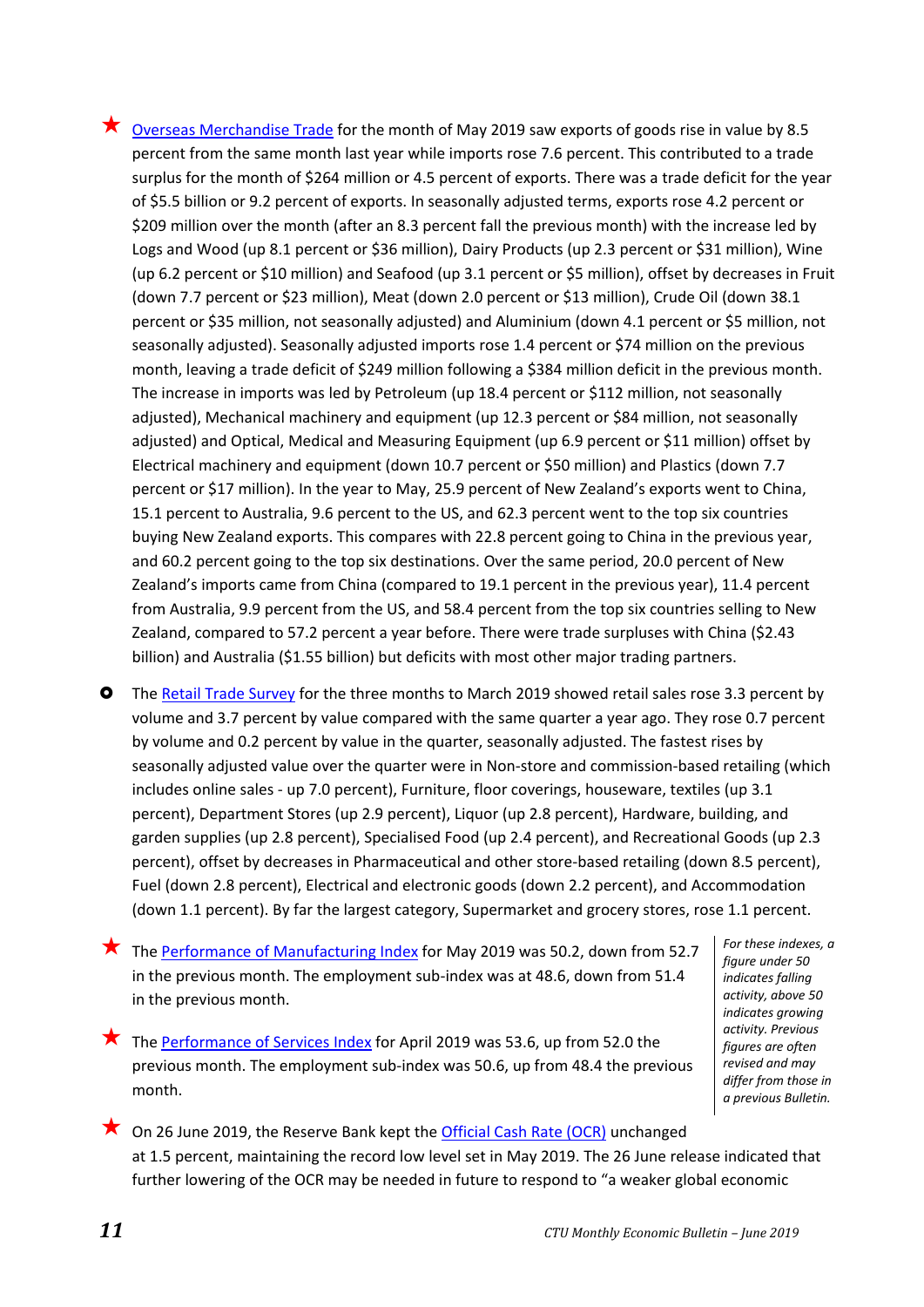- ★ [Overseas Merchandise Trade] for the month of May 2019 saw exports of goods rise in value by 8.5 percent from the same month last year while imports rose 7.6 percent. This contributed to a trade surplus for the month of $264 million or 4.5 percent of exports. There was a trade deficit for the year of $5.5 billion or 9.2 percent of exports. In seasonally adjusted terms, exports rose 4.2 percent or $209 million over the month (after an 8.3 percent fall the previous month) with the increase led by Logs and Wood (up 8.1 percent or $36 million), Dairy Products (up 2.3 percent or $31 million), Wine (up 6.2 percent or $10 million) and Seafood (up 3.1 percent or $5 million), offset by decreases in Fruit (down 7.7 percent or $23 million), Meat (down 2.0 percent or $13 million), Crude Oil (down 38.1 percent or $35 million, not seasonally adjusted) and Aluminium (down 4.1 percent or $5 million, not seasonally adjusted). Seasonally adjusted imports rose 1.4 percent or $74 million on the previous month, leaving a trade deficit of $249 million following a $384 million deficit in the previous month. The increase in imports was led by Petroleum (up 18.4 percent or $112 million, not seasonally adjusted), Mechanical machinery and equipment (up 12.3 percent or $84 million, not seasonally adjusted) and Optical, Medical and Measuring Equipment (up 6.9 percent or $11 million) offset by Electrical machinery and equipment (down 10.7 percent or $50 million) and Plastics (down 7.7 percent or $17 million). In the year to May, 25.9 percent of New Zealand's exports went to China, 15.1 percent to Australia, 9.6 percent to the US, and 62.3 percent went to the top six countries buying New Zealand exports. This compares with 22.8 percent going to China in the previous year, and 60.2 percent going to the top six destinations. Over the same period, 20.0 percent of New Zealand's imports came from China (compared to 19.1 percent in the previous year), 11.4 percent from Australia, 9.9 percent from the US, and 58.4 percent from the top six countries selling to New Zealand, compared to 57.2 percent a year before. There were trade surpluses with China ($2.43 billion) and Australia ($1.55 billion) but deficits with most other major trading partners.

- ○ The [Retail Trade Survey] for the three months to March 2019 showed retail sales rose 3.3 percent by volume and 3.7 percent by value compared with the same quarter a year ago. They rose 0.7 percent by volume and 0.2 percent by value in the quarter, seasonally adjusted. The fastest rises by seasonally adjusted value over the quarter were in Non-store and commission-based retailing (which includes online sales - up 7.0 percent), Furniture, floor coverings, houseware, textiles (up 3.1 percent), Department Stores (up 2.9 percent), Liquor (up 2.8 percent), Hardware, building, and garden supplies (up 2.8 percent), Specialised Food (up 2.4 percent), and Recreational Goods (up 2.3 percent), offset by decreases in Pharmaceutical and other store-based retailing (down 8.5 percent), Fuel (down 2.8 percent), Electrical and electronic goods (down 2.2 percent), and Accommodation (down 1.1 percent). By far the largest category, Supermarket and grocery stores, rose 1.1 percent.

- ★ The [Performance of Manufacturing Index] for May 2019 was 50.2, down from 52.7 in the previous month. The employment sub-index was at 48.6, down from 51.4 in the previous month.

- ★ The [Performance of Services Index] for April 2019 was 53.6, up from 52.0 the previous month. The employment sub-index was 50.6, up from 48.4 the previous month.

*For these indexes, a figure under 50 indicates falling activity, above 50 indicates growing activity. Previous figures are often revised and may differ from those in a previous Bulletin.*

- ★ On 26 June 2019, the Reserve Bank kept the [Official Cash Rate (OCR)] unchanged at 1.5 percent, maintaining the record low level set in May 2019. The 26 June release indicated that further lowering of the OCR may be needed in future to respond to "a weaker global economic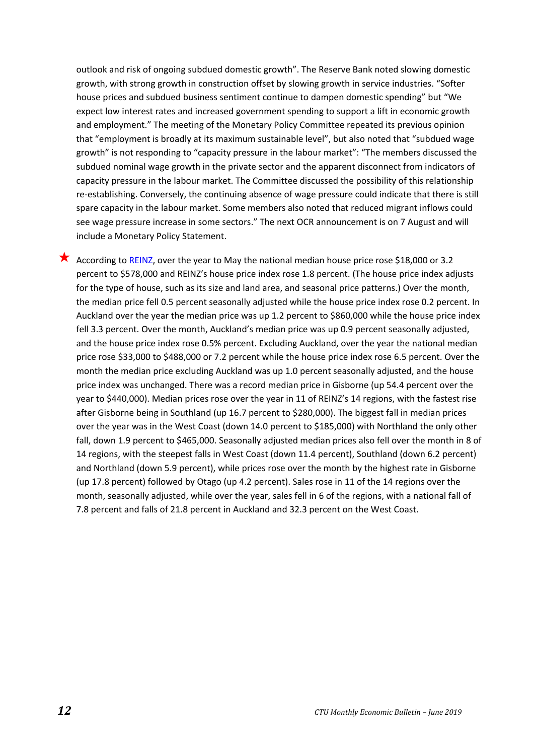outlook and risk of ongoing subdued domestic growth". The Reserve Bank noted slowing domestic growth, with strong growth in construction offset by slowing growth in service industries. "Softer house prices and subdued business sentiment continue to dampen domestic spending" but "We expect low interest rates and increased government spending to support a lift in economic growth and employment." The meeting of the Monetary Policy Committee repeated its previous opinion that "employment is broadly at its maximum sustainable level", but also noted that "subdued wage growth" is not responding to "capacity pressure in the labour market": "The members discussed the subdued nominal wage growth in the private sector and the apparent disconnect from indicators of capacity pressure in the labour market. The Committee discussed the possibility of this relationship re-establishing. Conversely, the continuing absence of wage pressure could indicate that there is still spare capacity in the labour market. Some members also noted that reduced migrant inflows could see wage pressure increase in some sectors." The next OCR announcement is on 7 August and will include a Monetary Policy Statement.

★ According to REINZ, over the year to May the national median house price rose $18,000 or 3.2 percent to $578,000 and REINZ's house price index rose 1.8 percent. (The house price index adjusts for the type of house, such as its size and land area, and seasonal price patterns.) Over the month, the median price fell 0.5 percent seasonally adjusted while the house price index rose 0.2 percent. In Auckland over the year the median price was up 1.2 percent to $860,000 while the house price index fell 3.3 percent. Over the month, Auckland's median price was up 0.9 percent seasonally adjusted, and the house price index rose 0.5% percent. Excluding Auckland, over the year the national median price rose $33,000 to $488,000 or 7.2 percent while the house price index rose 6.5 percent. Over the month the median price excluding Auckland was up 1.0 percent seasonally adjusted, and the house price index was unchanged. There was a record median price in Gisborne (up 54.4 percent over the year to $440,000). Median prices rose over the year in 11 of REINZ's 14 regions, with the fastest rise after Gisborne being in Southland (up 16.7 percent to $280,000). The biggest fall in median prices over the year was in the West Coast (down 14.0 percent to $185,000) with Northland the only other fall, down 1.9 percent to $465,000. Seasonally adjusted median prices also fell over the month in 8 of 14 regions, with the steepest falls in West Coast (down 11.4 percent), Southland (down 6.2 percent) and Northland (down 5.9 percent), while prices rose over the month by the highest rate in Gisborne (up 17.8 percent) followed by Otago (up 4.2 percent). Sales rose in 11 of the 14 regions over the month, seasonally adjusted, while over the year, sales fell in 6 of the regions, with a national fall of 7.8 percent and falls of 21.8 percent in Auckland and 32.3 percent on the West Coast.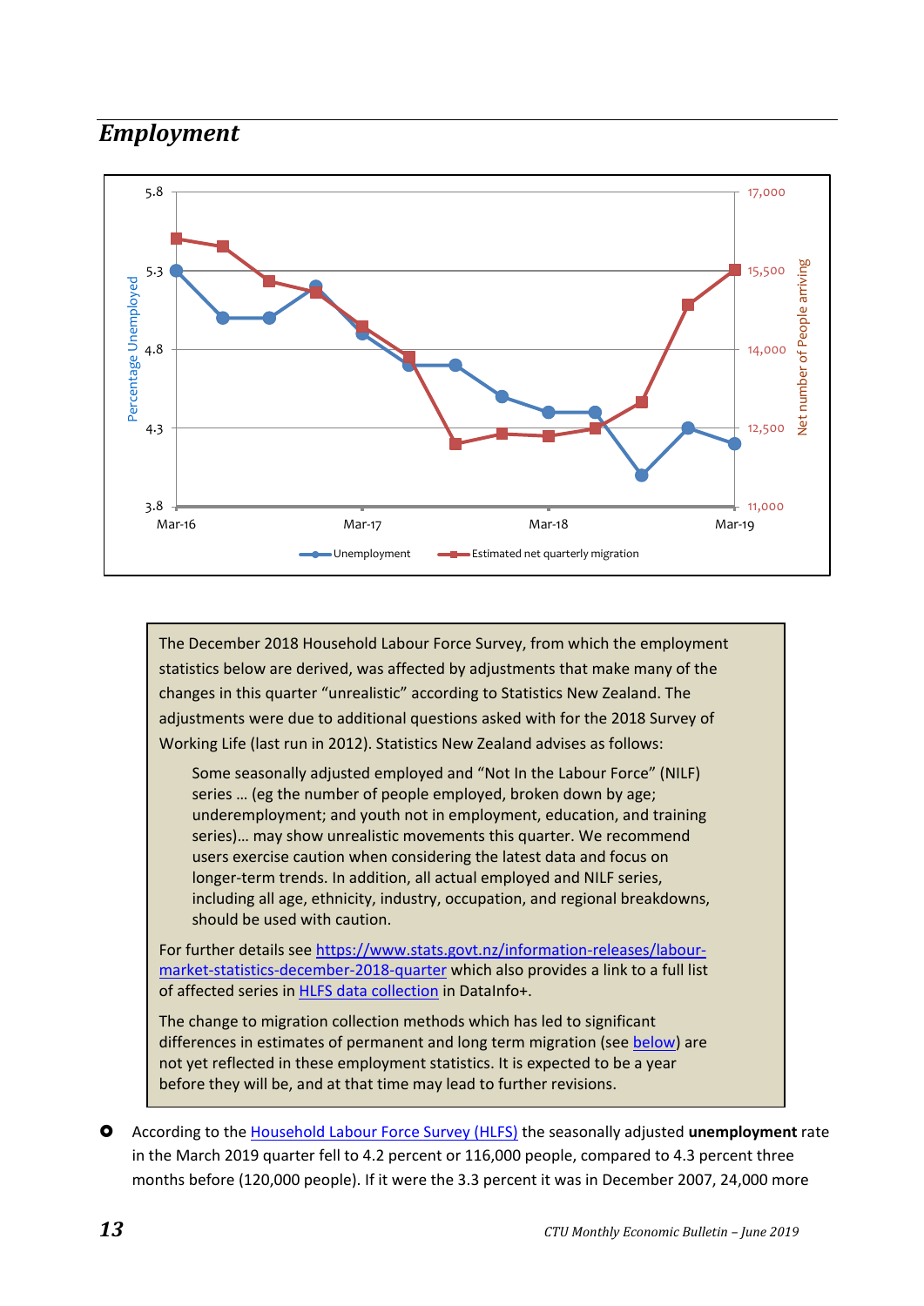## *Employment*

> The December 2018 Household Labour Force Survey, from which the employment statistics below are derived, was affected by adjustments that make many of the changes in this quarter "unrealistic" according to Statistics New Zealand. The adjustments were due to additional questions asked with for the 2018 Survey of Working Life (last run in 2012). Statistics New Zealand advises as follows:
>
> > Some seasonally adjusted employed and "Not In the Labour Force" (NILF) series … (eg the number of people employed, broken down by age; underemployment; and youth not in employment, education, and training series)… may show unrealistic movements this quarter. We recommend users exercise caution when considering the latest data and focus on longer-term trends. In addition, all actual employed and NILF series, including all age, ethnicity, industry, occupation, and regional breakdowns, should be used with caution.
>
> For further details see [https://www.stats.govt.nz/information-releases/labour-market-statistics-december-2018-quarter](https://www.stats.govt.nz/information-releases/labour-market-statistics-december-2018-quarter) which also provides a link to a full list of affected series in HLFS data collection in DataInfo+.
>
> The change to migration collection methods which has led to significant differences in estimates of permanent and long term migration (see below) are not yet reflected in these employment statistics. It is expected to be a year before they will be, and at that time may lead to further revisions.

- According to the Household Labour Force Survey (HLFS) the seasonally adjusted **unemployment** rate in the March 2019 quarter fell to 4.2 percent or 116,000 people, compared to 4.3 percent three months before (120,000 people). If it were the 3.3 percent it was in December 2007, 24,000 more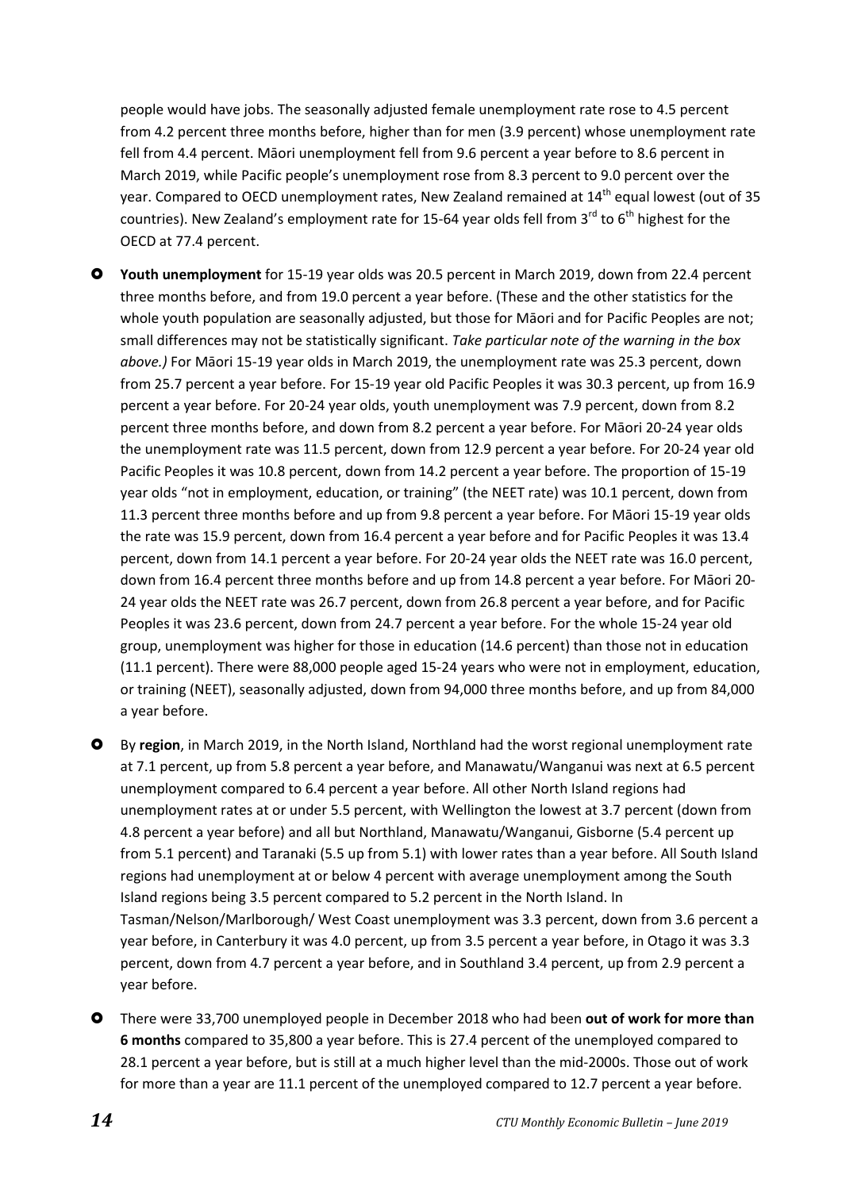people would have jobs. The seasonally adjusted female unemployment rate rose to 4.5 percent from 4.2 percent three months before, higher than for men (3.9 percent) whose unemployment rate fell from 4.4 percent. Māori unemployment fell from 9.6 percent a year before to 8.6 percent in March 2019, while Pacific people's unemployment rose from 8.3 percent to 9.0 percent over the year. Compared to OECD unemployment rates, New Zealand remained at 14th equal lowest (out of 35 countries). New Zealand's employment rate for 15-64 year olds fell from 3rd to 6th highest for the OECD at 77.4 percent.

- **Youth unemployment** for 15-19 year olds was 20.5 percent in March 2019, down from 22.4 percent three months before, and from 19.0 percent a year before. (These and the other statistics for the whole youth population are seasonally adjusted, but those for Māori and for Pacific Peoples are not; small differences may not be statistically significant. *Take particular note of the warning in the box above.)* For Māori 15-19 year olds in March 2019, the unemployment rate was 25.3 percent, down from 25.7 percent a year before. For 15-19 year old Pacific Peoples it was 30.3 percent, up from 16.9 percent a year before. For 20-24 year olds, youth unemployment was 7.9 percent, down from 8.2 percent three months before, and down from 8.2 percent a year before. For Māori 20-24 year olds the unemployment rate was 11.5 percent, down from 12.9 percent a year before. For 20-24 year old Pacific Peoples it was 10.8 percent, down from 14.2 percent a year before. The proportion of 15-19 year olds "not in employment, education, or training" (the NEET rate) was 10.1 percent, down from 11.3 percent three months before and up from 9.8 percent a year before. For Māori 15-19 year olds the rate was 15.9 percent, down from 16.4 percent a year before and for Pacific Peoples it was 13.4 percent, down from 14.1 percent a year before. For 20-24 year olds the NEET rate was 16.0 percent, down from 16.4 percent three months before and up from 14.8 percent a year before. For Māori 20-24 year olds the NEET rate was 26.7 percent, down from 26.8 percent a year before, and for Pacific Peoples it was 23.6 percent, down from 24.7 percent a year before. For the whole 15-24 year old group, unemployment was higher for those in education (14.6 percent) than those not in education (11.1 percent). There were 88,000 people aged 15-24 years who were not in employment, education, or training (NEET), seasonally adjusted, down from 94,000 three months before, and up from 84,000 a year before.

- By **region**, in March 2019, in the North Island, Northland had the worst regional unemployment rate at 7.1 percent, up from 5.8 percent a year before, and Manawatu/Wanganui was next at 6.5 percent unemployment compared to 6.4 percent a year before. All other North Island regions had unemployment rates at or under 5.5 percent, with Wellington the lowest at 3.7 percent (down from 4.8 percent a year before) and all but Northland, Manawatu/Wanganui, Gisborne (5.4 percent up from 5.1 percent) and Taranaki (5.5 up from 5.1) with lower rates than a year before. All South Island regions had unemployment at or below 4 percent with average unemployment among the South Island regions being 3.5 percent compared to 5.2 percent in the North Island. In Tasman/Nelson/Marlborough/ West Coast unemployment was 3.3 percent, down from 3.6 percent a year before, in Canterbury it was 4.0 percent, up from 3.5 percent a year before, in Otago it was 3.3 percent, down from 4.7 percent a year before, and in Southland 3.4 percent, up from 2.9 percent a year before.

- There were 33,700 unemployed people in December 2018 who had been **out of work for more than 6 months** compared to 35,800 a year before. This is 27.4 percent of the unemployed compared to 28.1 percent a year before, but is still at a much higher level than the mid-2000s. Those out of work for more than a year are 11.1 percent of the unemployed compared to 12.7 percent a year before.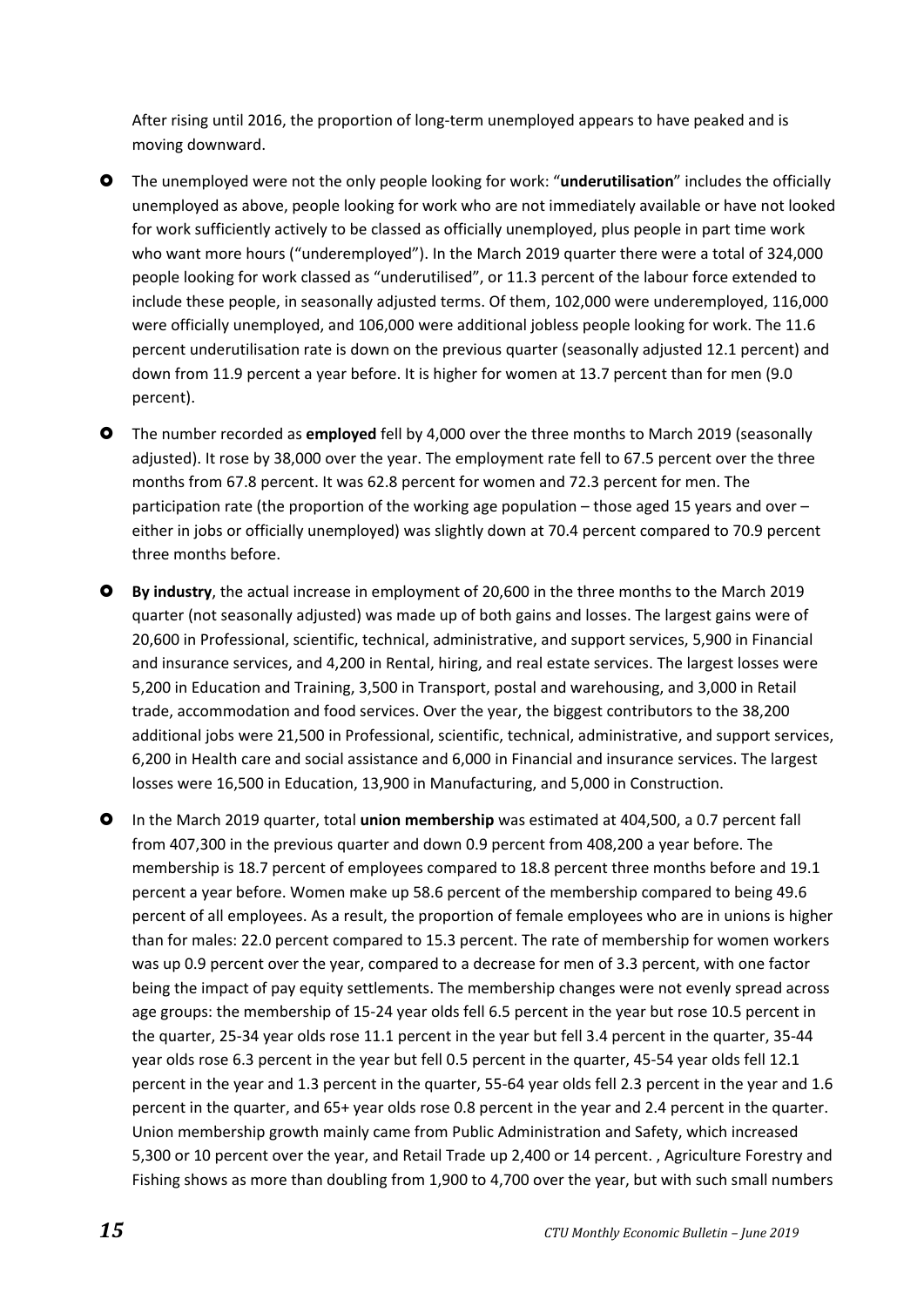After rising until 2016, the proportion of long-term unemployed appears to have peaked and is moving downward.

- The unemployed were not the only people looking for work: "**underutilisation**" includes the officially unemployed as above, people looking for work who are not immediately available or have not looked for work sufficiently actively to be classed as officially unemployed, plus people in part time work who want more hours ("underemployed"). In the March 2019 quarter there were a total of 324,000 people looking for work classed as "underutilised", or 11.3 percent of the labour force extended to include these people, in seasonally adjusted terms. Of them, 102,000 were underemployed, 116,000 were officially unemployed, and 106,000 were additional jobless people looking for work. The 11.6 percent underutilisation rate is down on the previous quarter (seasonally adjusted 12.1 percent) and down from 11.9 percent a year before. It is higher for women at 13.7 percent than for men (9.0 percent).

- The number recorded as **employed** fell by 4,000 over the three months to March 2019 (seasonally adjusted). It rose by 38,000 over the year. The employment rate fell to 67.5 percent over the three months from 67.8 percent. It was 62.8 percent for women and 72.3 percent for men. The participation rate (the proportion of the working age population – those aged 15 years and over – either in jobs or officially unemployed) was slightly down at 70.4 percent compared to 70.9 percent three months before.

- **By industry**, the actual increase in employment of 20,600 in the three months to the March 2019 quarter (not seasonally adjusted) was made up of both gains and losses. The largest gains were of 20,600 in Professional, scientific, technical, administrative, and support services, 5,900 in Financial and insurance services, and 4,200 in Rental, hiring, and real estate services. The largest losses were 5,200 in Education and Training, 3,500 in Transport, postal and warehousing, and 3,000 in Retail trade, accommodation and food services. Over the year, the biggest contributors to the 38,200 additional jobs were 21,500 in Professional, scientific, technical, administrative, and support services, 6,200 in Health care and social assistance and 6,000 in Financial and insurance services. The largest losses were 16,500 in Education, 13,900 in Manufacturing, and 5,000 in Construction.

- In the March 2019 quarter, total **union membership** was estimated at 404,500, a 0.7 percent fall from 407,300 in the previous quarter and down 0.9 percent from 408,200 a year before. The membership is 18.7 percent of employees compared to 18.8 percent three months before and 19.1 percent a year before. Women make up 58.6 percent of the membership compared to being 49.6 percent of all employees. As a result, the proportion of female employees who are in unions is higher than for males: 22.0 percent compared to 15.3 percent. The rate of membership for women workers was up 0.9 percent over the year, compared to a decrease for men of 3.3 percent, with one factor being the impact of pay equity settlements. The membership changes were not evenly spread across age groups: the membership of 15-24 year olds fell 6.5 percent in the year but rose 10.5 percent in the quarter, 25-34 year olds rose 11.1 percent in the year but fell 3.4 percent in the quarter, 35-44 year olds rose 6.3 percent in the year but fell 0.5 percent in the quarter, 45-54 year olds fell 12.1 percent in the year and 1.3 percent in the quarter, 55-64 year olds fell 2.3 percent in the year and 1.6 percent in the quarter, and 65+ year olds rose 0.8 percent in the year and 2.4 percent in the quarter. Union membership growth mainly came from Public Administration and Safety, which increased 5,300 or 10 percent over the year, and Retail Trade up 2,400 or 14 percent. , Agriculture Forestry and Fishing shows as more than doubling from 1,900 to 4,700 over the year, but with such small numbers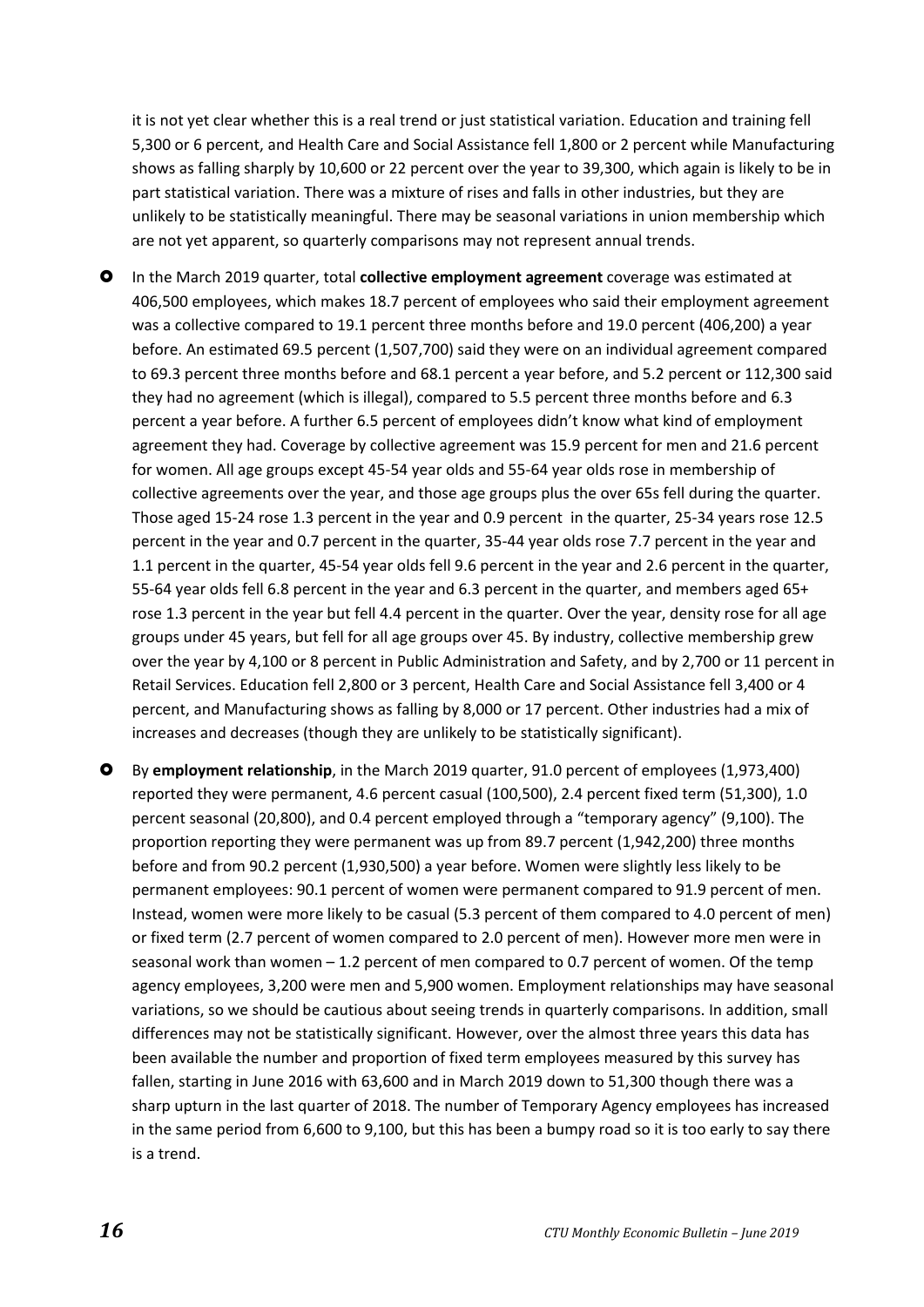it is not yet clear whether this is a real trend or just statistical variation. Education and training fell 5,300 or 6 percent, and Health Care and Social Assistance fell 1,800 or 2 percent while Manufacturing shows as falling sharply by 10,600 or 22 percent over the year to 39,300, which again is likely to be in part statistical variation. There was a mixture of rises and falls in other industries, but they are unlikely to be statistically meaningful. There may be seasonal variations in union membership which are not yet apparent, so quarterly comparisons may not represent annual trends.

- In the March 2019 quarter, total **collective employment agreement** coverage was estimated at 406,500 employees, which makes 18.7 percent of employees who said their employment agreement was a collective compared to 19.1 percent three months before and 19.0 percent (406,200) a year before. An estimated 69.5 percent (1,507,700) said they were on an individual agreement compared to 69.3 percent three months before and 68.1 percent a year before, and 5.2 percent or 112,300 said they had no agreement (which is illegal), compared to 5.5 percent three months before and 6.3 percent a year before. A further 6.5 percent of employees didn't know what kind of employment agreement they had. Coverage by collective agreement was 15.9 percent for men and 21.6 percent for women. All age groups except 45-54 year olds and 55-64 year olds rose in membership of collective agreements over the year, and those age groups plus the over 65s fell during the quarter. Those aged 15-24 rose 1.3 percent in the year and 0.9 percent in the quarter, 25-34 years rose 12.5 percent in the year and 0.7 percent in the quarter, 35-44 year olds rose 7.7 percent in the year and 1.1 percent in the quarter, 45-54 year olds fell 9.6 percent in the year and 2.6 percent in the quarter, 55-64 year olds fell 6.8 percent in the year and 6.3 percent in the quarter, and members aged 65+ rose 1.3 percent in the year but fell 4.4 percent in the quarter. Over the year, density rose for all age groups under 45 years, but fell for all age groups over 45. By industry, collective membership grew over the year by 4,100 or 8 percent in Public Administration and Safety, and by 2,700 or 11 percent in Retail Services. Education fell 2,800 or 3 percent, Health Care and Social Assistance fell 3,400 or 4 percent, and Manufacturing shows as falling by 8,000 or 17 percent. Other industries had a mix of increases and decreases (though they are unlikely to be statistically significant).

- By **employment relationship**, in the March 2019 quarter, 91.0 percent of employees (1,973,400) reported they were permanent, 4.6 percent casual (100,500), 2.4 percent fixed term (51,300), 1.0 percent seasonal (20,800), and 0.4 percent employed through a "temporary agency" (9,100). The proportion reporting they were permanent was up from 89.7 percent (1,942,200) three months before and from 90.2 percent (1,930,500) a year before. Women were slightly less likely to be permanent employees: 90.1 percent of women were permanent compared to 91.9 percent of men. Instead, women were more likely to be casual (5.3 percent of them compared to 4.0 percent of men) or fixed term (2.7 percent of women compared to 2.0 percent of men). However more men were in seasonal work than women – 1.2 percent of men compared to 0.7 percent of women. Of the temp agency employees, 3,200 were men and 5,900 women. Employment relationships may have seasonal variations, so we should be cautious about seeing trends in quarterly comparisons. In addition, small differences may not be statistically significant. However, over the almost three years this data has been available the number and proportion of fixed term employees measured by this survey has fallen, starting in June 2016 with 63,600 and in March 2019 down to 51,300 though there was a sharp upturn in the last quarter of 2018. The number of Temporary Agency employees has increased in the same period from 6,600 to 9,100, but this has been a bumpy road so it is too early to say there is a trend.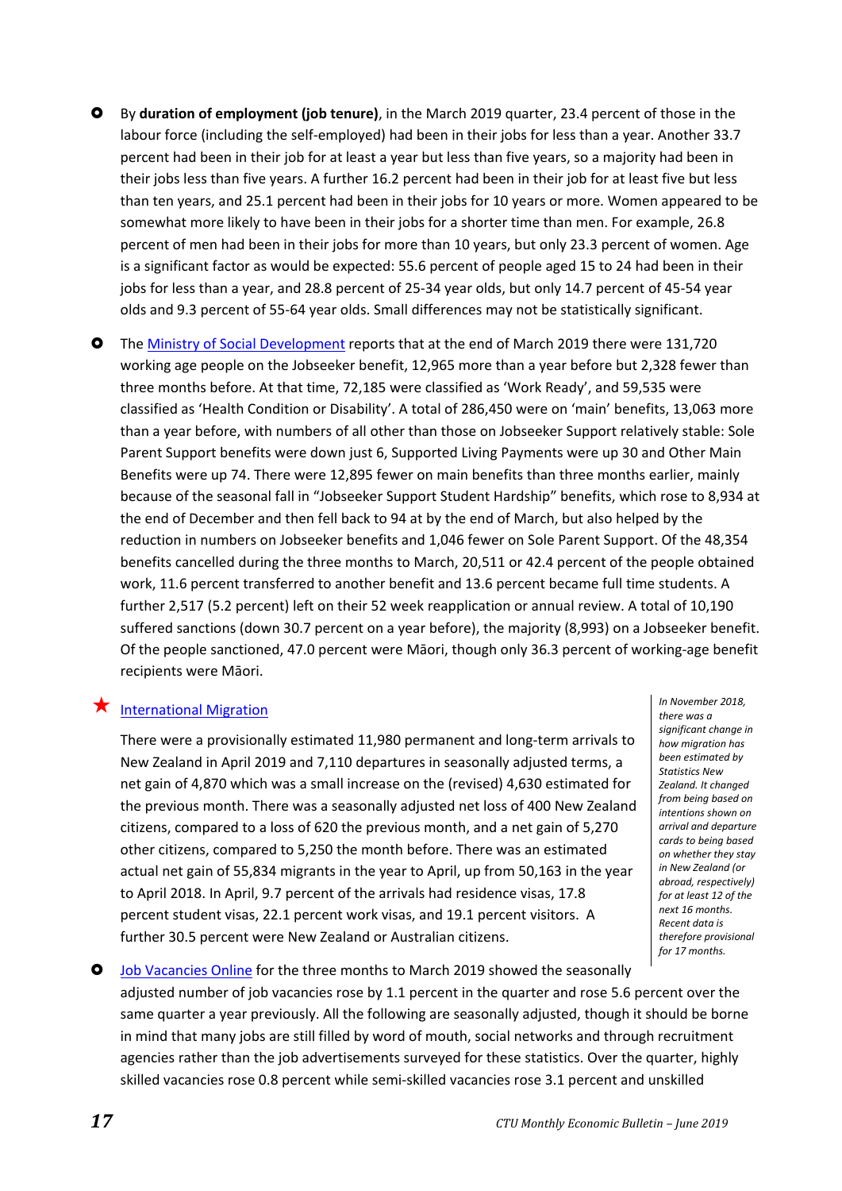- By **duration of employment (job tenure)**, in the March 2019 quarter, 23.4 percent of those in the labour force (including the self-employed) had been in their jobs for less than a year. Another 33.7 percent had been in their job for at least a year but less than five years, so a majority had been in their jobs less than five years. A further 16.2 percent had been in their job for at least five but less than ten years, and 25.1 percent had been in their jobs for 10 years or more. Women appeared to be somewhat more likely to have been in their jobs for a shorter time than men. For example, 26.8 percent of men had been in their jobs for more than 10 years, but only 23.3 percent of women. Age is a significant factor as would be expected: 55.6 percent of people aged 15 to 24 had been in their jobs for less than a year, and 28.8 percent of 25-34 year olds, but only 14.7 percent of 45-54 year olds and 9.3 percent of 55-64 year olds. Small differences may not be statistically significant.

- The Ministry of Social Development reports that at the end of March 2019 there were 131,720 working age people on the Jobseeker benefit, 12,965 more than a year before but 2,328 fewer than three months before. At that time, 72,185 were classified as 'Work Ready', and 59,535 were classified as 'Health Condition or Disability'. A total of 286,450 were on 'main' benefits, 13,063 more than a year before, with numbers of all other than those on Jobseeker Support relatively stable: Sole Parent Support benefits were down just 6, Supported Living Payments were up 30 and Other Main Benefits were up 74. There were 12,895 fewer on main benefits than three months earlier, mainly because of the seasonal fall in "Jobseeker Support Student Hardship" benefits, which rose to 8,934 at the end of December and then fell back to 94 at by the end of March, but also helped by the reduction in numbers on Jobseeker benefits and 1,046 fewer on Sole Parent Support. Of the 48,354 benefits cancelled during the three months to March, 20,511 or 42.4 percent of the people obtained work, 11.6 percent transferred to another benefit and 13.6 percent became full time students. A further 2,517 (5.2 percent) left on their 52 week reapplication or annual review. A total of 10,190 suffered sanctions (down 30.7 percent on a year before), the majority (8,993) on a Jobseeker benefit. Of the people sanctioned, 47.0 percent were Māori, though only 36.3 percent of working-age benefit recipients were Māori.

★ International Migration

There were a provisionally estimated 11,980 permanent and long-term arrivals to New Zealand in April 2019 and 7,110 departures in seasonally adjusted terms, a net gain of 4,870 which was a small increase on the (revised) 4,630 estimated for the previous month. There was a seasonally adjusted net loss of 400 New Zealand citizens, compared to a loss of 620 the previous month, and a net gain of 5,270 other citizens, compared to 5,250 the month before. There was an estimated actual net gain of 55,834 migrants in the year to April, up from 50,163 in the year to April 2018. In April, 9.7 percent of the arrivals had residence visas, 17.8 percent student visas, 22.1 percent work visas, and 19.1 percent visitors. A further 30.5 percent were New Zealand or Australian citizens.

*In November 2018, there was a significant change in how migration has been estimated by Statistics New Zealand. It changed from being based on intentions shown on arrival and departure cards to being based on whether they stay in New Zealand (or abroad, respectively) for at least 12 of the next 16 months. Recent data is therefore provisional for 17 months.*

- Job Vacancies Online for the three months to March 2019 showed the seasonally adjusted number of job vacancies rose by 1.1 percent in the quarter and rose 5.6 percent over the same quarter a year previously. All the following are seasonally adjusted, though it should be borne in mind that many jobs are still filled by word of mouth, social networks and through recruitment agencies rather than the job advertisements surveyed for these statistics. Over the quarter, highly skilled vacancies rose 0.8 percent while semi-skilled vacancies rose 3.1 percent and unskilled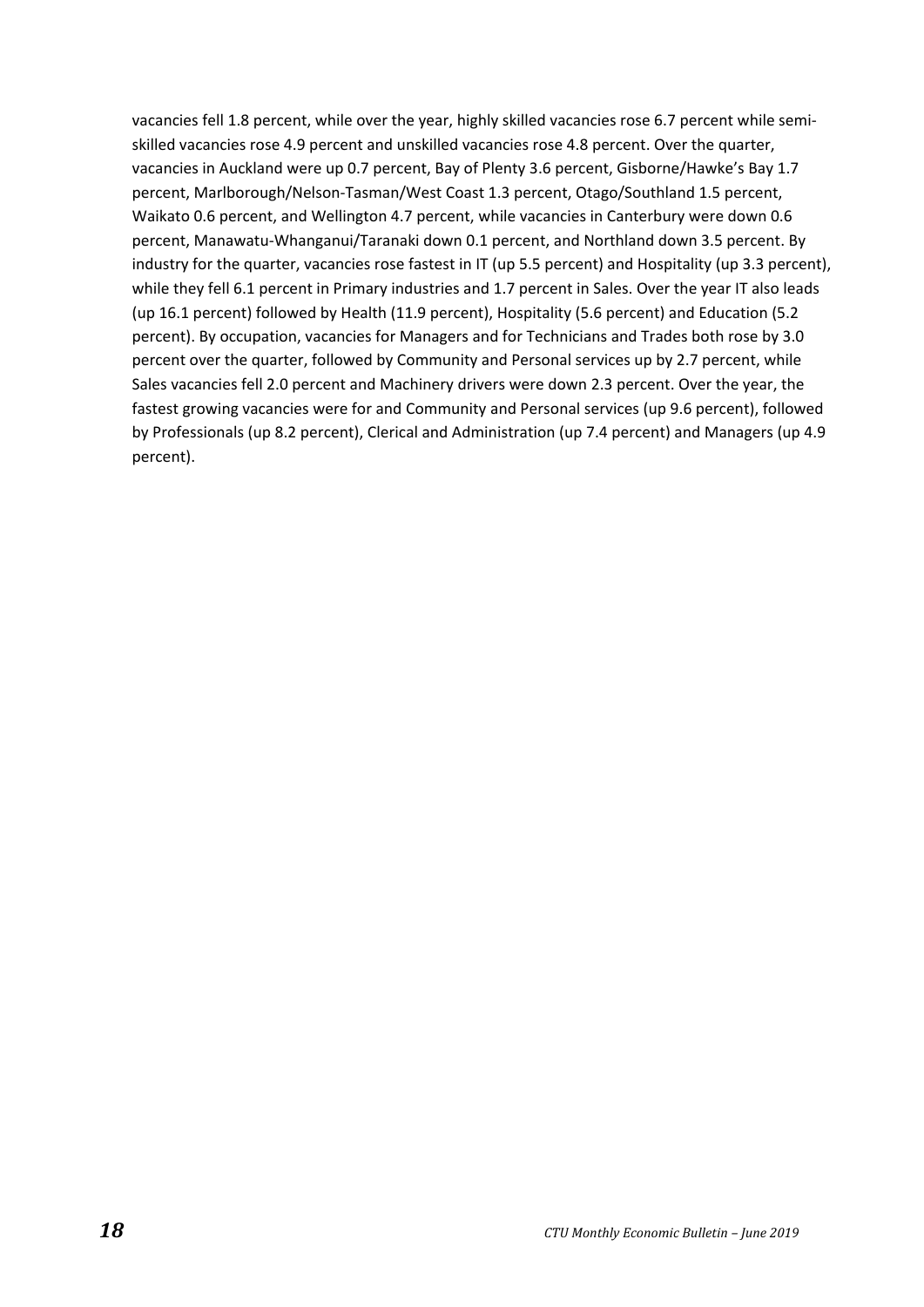vacancies fell 1.8 percent, while over the year, highly skilled vacancies rose 6.7 percent while semi-skilled vacancies rose 4.9 percent and unskilled vacancies rose 4.8 percent. Over the quarter, vacancies in Auckland were up 0.7 percent, Bay of Plenty 3.6 percent, Gisborne/Hawke's Bay 1.7 percent, Marlborough/Nelson-Tasman/West Coast 1.3 percent, Otago/Southland 1.5 percent, Waikato 0.6 percent, and Wellington 4.7 percent, while vacancies in Canterbury were down 0.6 percent, Manawatu-Whanganui/Taranaki down 0.1 percent, and Northland down 3.5 percent. By industry for the quarter, vacancies rose fastest in IT (up 5.5 percent) and Hospitality (up 3.3 percent), while they fell 6.1 percent in Primary industries and 1.7 percent in Sales. Over the year IT also leads (up 16.1 percent) followed by Health (11.9 percent), Hospitality (5.6 percent) and Education (5.2 percent). By occupation, vacancies for Managers and for Technicians and Trades both rose by 3.0 percent over the quarter, followed by Community and Personal services up by 2.7 percent, while Sales vacancies fell 2.0 percent and Machinery drivers were down 2.3 percent. Over the year, the fastest growing vacancies were for and Community and Personal services (up 9.6 percent), followed by Professionals (up 8.2 percent), Clerical and Administration (up 7.4 percent) and Managers (up 4.9 percent).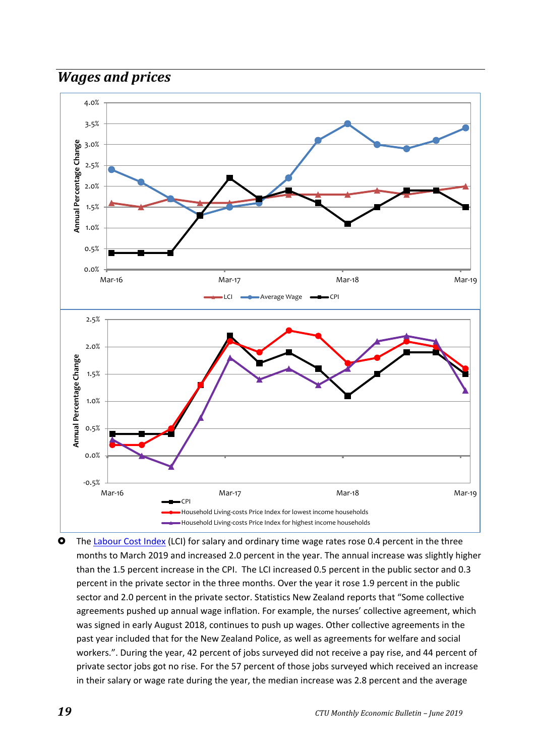## *Wages and prices*

Annual Percentage Change

4.0%
3.5%
3.0%
2.5%
2.0%
1.5%
1.0%
0.5%
0.0%

Mar-16 Mar-17 Mar-18 Mar-19

LCI — Average Wage — CPI

Annual Percentage Change

2.5%
2.0%
1.5%
1.0%
0.5%
0.0%
-0.5%

Mar-16 Mar-17 Mar-18 Mar-19

CPI
Household Living-costs Price Index for lowest income households
Household Living-costs Price Index for highest income households

- The [Labour Cost Index](Labour Cost Index) (LCI) for salary and ordinary time wage rates rose 0.4 percent in the three months to March 2019 and increased 2.0 percent in the year. The annual increase was slightly higher than the 1.5 percent increase in the CPI. The LCI increased 0.5 percent in the public sector and 0.3 percent in the private sector in the three months. Over the year it rose 1.9 percent in the public sector and 2.0 percent in the private sector. Statistics New Zealand reports that "Some collective agreements pushed up annual wage inflation. For example, the nurses' collective agreement, which was signed in early August 2018, continues to push up wages. Other collective agreements in the past year included that for the New Zealand Police, as well as agreements for welfare and social workers.". During the year, 42 percent of jobs surveyed did not receive a pay rise, and 44 percent of private sector jobs got no rise. For the 57 percent of those jobs surveyed which received an increase in their salary or wage rate during the year, the median increase was 2.8 percent and the average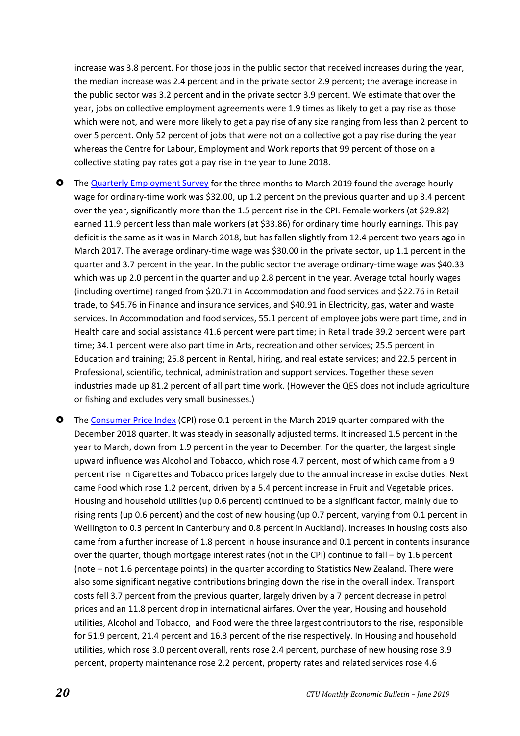increase was 3.8 percent. For those jobs in the public sector that received increases during the year, the median increase was 2.4 percent and in the private sector 2.9 percent; the average increase in the public sector was 3.2 percent and in the private sector 3.9 percent. We estimate that over the year, jobs on collective employment agreements were 1.9 times as likely to get a pay rise as those which were not, and were more likely to get a pay rise of any size ranging from less than 2 percent to over 5 percent. Only 52 percent of jobs that were not on a collective got a pay rise during the year whereas the Centre for Labour, Employment and Work reports that 99 percent of those on a collective stating pay rates got a pay rise in the year to June 2018.

- The Quarterly Employment Survey for the three months to March 2019 found the average hourly wage for ordinary-time work was $32.00, up 1.2 percent on the previous quarter and up 3.4 percent over the year, significantly more than the 1.5 percent rise in the CPI. Female workers (at $29.82) earned 11.9 percent less than male workers (at $33.86) for ordinary time hourly earnings. This pay deficit is the same as it was in March 2018, but has fallen slightly from 12.4 percent two years ago in March 2017. The average ordinary-time wage was $30.00 in the private sector, up 1.1 percent in the quarter and 3.7 percent in the year. In the public sector the average ordinary-time wage was $40.33 which was up 2.0 percent in the quarter and up 2.8 percent in the year. Average total hourly wages (including overtime) ranged from $20.71 in Accommodation and food services and $22.76 in Retail trade, to $45.76 in Finance and insurance services, and $40.91 in Electricity, gas, water and waste services. In Accommodation and food services, 55.1 percent of employee jobs were part time, and in Health care and social assistance 41.6 percent were part time; in Retail trade 39.2 percent were part time; 34.1 percent were also part time in Arts, recreation and other services; 25.5 percent in Education and training; 25.8 percent in Rental, hiring, and real estate services; and 22.5 percent in Professional, scientific, technical, administration and support services. Together these seven industries made up 81.2 percent of all part time work. (However the QES does not include agriculture or fishing and excludes very small businesses.)

- The Consumer Price Index (CPI) rose 0.1 percent in the March 2019 quarter compared with the December 2018 quarter. It was steady in seasonally adjusted terms. It increased 1.5 percent in the year to March, down from 1.9 percent in the year to December. For the quarter, the largest single upward influence was Alcohol and Tobacco, which rose 4.7 percent, most of which came from a 9 percent rise in Cigarettes and Tobacco prices largely due to the annual increase in excise duties. Next came Food which rose 1.2 percent, driven by a 5.4 percent increase in Fruit and Vegetable prices. Housing and household utilities (up 0.6 percent) continued to be a significant factor, mainly due to rising rents (up 0.6 percent) and the cost of new housing (up 0.7 percent, varying from 0.1 percent in Wellington to 0.3 percent in Canterbury and 0.8 percent in Auckland). Increases in housing costs also came from a further increase of 1.8 percent in house insurance and 0.1 percent in contents insurance over the quarter, though mortgage interest rates (not in the CPI) continue to fall – by 1.6 percent (note – not 1.6 percentage points) in the quarter according to Statistics New Zealand. There were also some significant negative contributions bringing down the rise in the overall index. Transport costs fell 3.7 percent from the previous quarter, largely driven by a 7 percent decrease in petrol prices and an 11.8 percent drop in international airfares. Over the year, Housing and household utilities, Alcohol and Tobacco, and Food were the three largest contributors to the rise, responsible for 51.9 percent, 21.4 percent and 16.3 percent of the rise respectively. In Housing and household utilities, which rose 3.0 percent overall, rents rose 2.4 percent, purchase of new housing rose 3.9 percent, property maintenance rose 2.2 percent, property rates and related services rose 4.6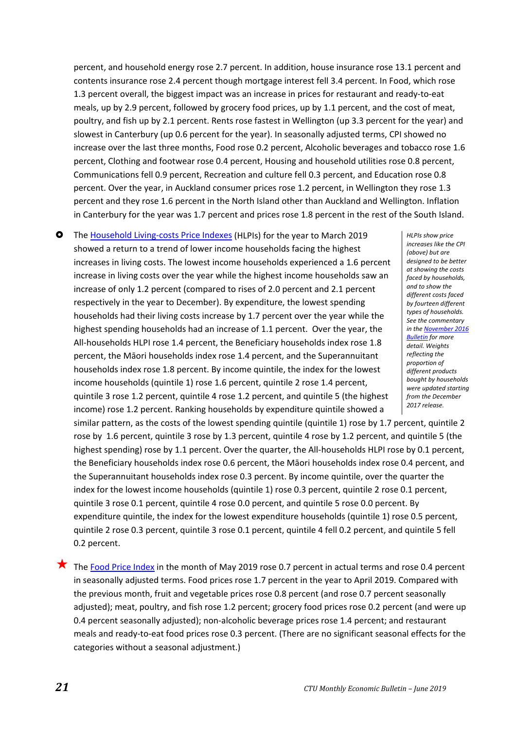percent, and household energy rose 2.7 percent. In addition, house insurance rose 13.1 percent and contents insurance rose 2.4 percent though mortgage interest fell 3.4 percent. In Food, which rose 1.3 percent overall, the biggest impact was an increase in prices for restaurant and ready-to-eat meals, up by 2.9 percent, followed by grocery food prices, up by 1.1 percent, and the cost of meat, poultry, and fish up by 2.1 percent. Rents rose fastest in Wellington (up 3.3 percent for the year) and slowest in Canterbury (up 0.6 percent for the year). In seasonally adjusted terms, CPI showed no increase over the last three months, Food rose 0.2 percent, Alcoholic beverages and tobacco rose 1.6 percent, Clothing and footwear rose 0.4 percent, Housing and household utilities rose 0.8 percent, Communications fell 0.9 percent, Recreation and culture fell 0.3 percent, and Education rose 0.8 percent. Over the year, in Auckland consumer prices rose 1.2 percent, in Wellington they rose 1.3 percent and they rose 1.6 percent in the North Island other than Auckland and Wellington. Inflation in Canterbury for the year was 1.7 percent and prices rose 1.8 percent in the rest of the South Island.

- The Household Living-costs Price Indexes (HLPIs) for the year to March 2019 showed a return to a trend of lower income households facing the highest increases in living costs. The lowest income households experienced a 1.6 percent increase in living costs over the year while the highest income households saw an increase of only 1.2 percent (compared to rises of 2.0 percent and 2.1 percent respectively in the year to December). By expenditure, the lowest spending households had their living costs increase by 1.7 percent over the year while the highest spending households had an increase of 1.1 percent. Over the year, the All-households HLPI rose 1.4 percent, the Beneficiary households index rose 1.8 percent, the Māori households index rose 1.4 percent, and the Superannuitant households index rose 1.8 percent. By income quintile, the index for the lowest income households (quintile 1) rose 1.6 percent, quintile 2 rose 1.4 percent, quintile 3 rose 1.2 percent, quintile 4 rose 1.2 percent, and quintile 5 (the highest income) rose 1.2 percent. Ranking households by expenditure quintile showed a similar pattern, as the costs of the lowest spending quintile (quintile 1) rose by 1.7 percent, quintile 2 rose by 1.6 percent, quintile 3 rose by 1.3 percent, quintile 4 rose by 1.2 percent, and quintile 5 (the highest spending) rose by 1.1 percent. Over the quarter, the All-households HLPI rose by 0.1 percent, the Beneficiary households index rose 0.6 percent, the Māori households index rose 0.4 percent, and the Superannuitant households index rose 0.3 percent. By income quintile, over the quarter the index for the lowest income households (quintile 1) rose 0.3 percent, quintile 2 rose 0.1 percent, quintile 3 rose 0.1 percent, quintile 4 rose 0.0 percent, and quintile 5 rose 0.0 percent. By expenditure quintile, the index for the lowest expenditure households (quintile 1) rose 0.5 percent, quintile 2 rose 0.3 percent, quintile 3 rose 0.1 percent, quintile 4 fell 0.2 percent, and quintile 5 fell 0.2 percent.

*HLPIs show price increases like the CPI (above) but are designed to be better at showing the costs faced by households, and to show the different costs faced by fourteen different types of households. See the commentary in the November 2016 Bulletin for more detail. Weights reflecting the proportion of different products bought by households were updated starting from the December 2017 release.*

- ★ The Food Price Index in the month of May 2019 rose 0.7 percent in actual terms and rose 0.4 percent in seasonally adjusted terms. Food prices rose 1.7 percent in the year to April 2019. Compared with the previous month, fruit and vegetable prices rose 0.8 percent (and rose 0.7 percent seasonally adjusted); meat, poultry, and fish rose 1.2 percent; grocery food prices rose 0.2 percent (and were up 0.4 percent seasonally adjusted); non-alcoholic beverage prices rose 1.4 percent; and restaurant meals and ready-to-eat food prices rose 0.3 percent. (There are no significant seasonal effects for the categories without a seasonal adjustment.)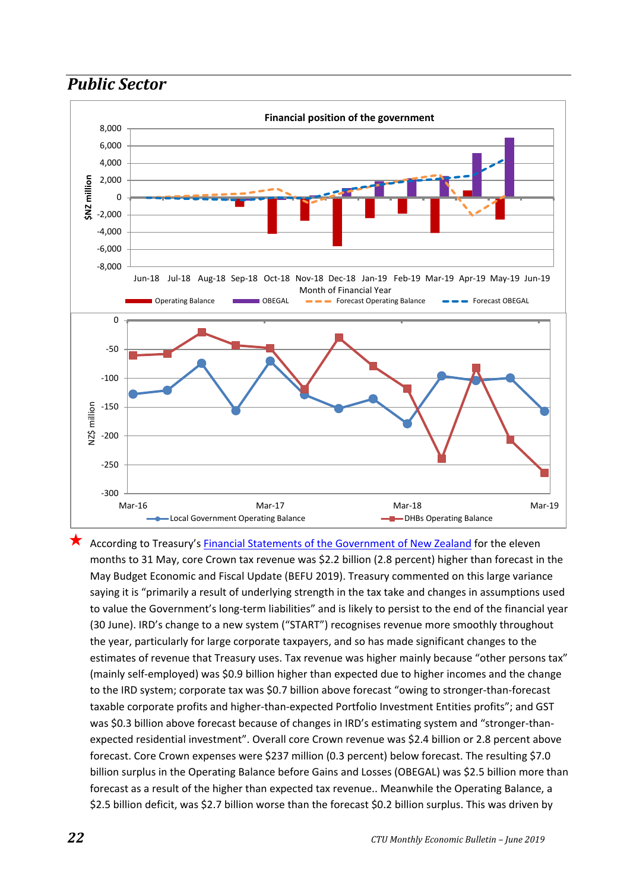## *Public Sector*

★ According to Treasury's Financial Statements of the Government of New Zealand for the eleven months to 31 May, core Crown tax revenue was $2.2 billion (2.8 percent) higher than forecast in the May Budget Economic and Fiscal Update (BEFU 2019). Treasury commented on this large variance saying it is "primarily a result of underlying strength in the tax take and changes in assumptions used to value the Government's long-term liabilities" and is likely to persist to the end of the financial year (30 June). IRD's change to a new system ("START") recognises revenue more smoothly throughout the year, particularly for large corporate taxpayers, and so has made significant changes to the estimates of revenue that Treasury uses. Tax revenue was higher mainly because "other persons tax" (mainly self-employed) was $0.9 billion higher than expected due to higher incomes and the change to the IRD system; corporate tax was $0.7 billion above forecast "owing to stronger-than-forecast taxable corporate profits and higher-than-expected Portfolio Investment Entities profits"; and GST was $0.3 billion above forecast because of changes in IRD's estimating system and "stronger-than-expected residential investment". Overall core Crown revenue was $2.4 billion or 2.8 percent above forecast. Core Crown expenses were $237 million (0.3 percent) below forecast. The resulting $7.0 billion surplus in the Operating Balance before Gains and Losses (OBEGAL) was $2.5 billion more than forecast as a result of the higher than expected tax revenue.. Meanwhile the Operating Balance, a $2.5 billion deficit, was $2.7 billion worse than the forecast $0.2 billion surplus. This was driven by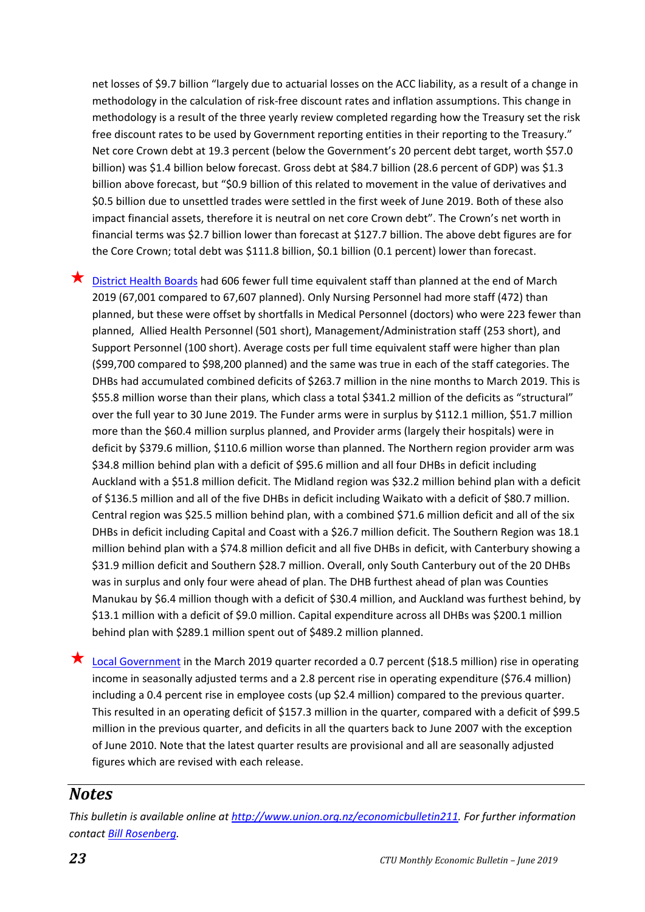net losses of $9.7 billion "largely due to actuarial losses on the ACC liability, as a result of a change in methodology in the calculation of risk-free discount rates and inflation assumptions. This change in methodology is a result of the three yearly review completed regarding how the Treasury set the risk free discount rates to be used by Government reporting entities in their reporting to the Treasury." Net core Crown debt at 19.3 percent (below the Government's 20 percent debt target, worth $57.0 billion) was $1.4 billion below forecast. Gross debt at $84.7 billion (28.6 percent of GDP) was $1.3 billion above forecast, but "$0.9 billion of this related to movement in the value of derivatives and $0.5 billion due to unsettled trades were settled in the first week of June 2019. Both of these also impact financial assets, therefore it is neutral on net core Crown debt". The Crown's net worth in financial terms was $2.7 billion lower than forecast at $127.7 billion. The above debt figures are for the Core Crown; total debt was $111.8 billion, $0.1 billion (0.1 percent) lower than forecast.

★ District Health Boards had 606 fewer full time equivalent staff than planned at the end of March 2019 (67,001 compared to 67,607 planned). Only Nursing Personnel had more staff (472) than planned, but these were offset by shortfalls in Medical Personnel (doctors) who were 223 fewer than planned, Allied Health Personnel (501 short), Management/Administration staff (253 short), and Support Personnel (100 short). Average costs per full time equivalent staff were higher than plan ($99,700 compared to $98,200 planned) and the same was true in each of the staff categories. The DHBs had accumulated combined deficits of $263.7 million in the nine months to March 2019. This is $55.8 million worse than their plans, which class a total $341.2 million of the deficits as "structural" over the full year to 30 June 2019. The Funder arms were in surplus by $112.1 million, $51.7 million more than the $60.4 million surplus planned, and Provider arms (largely their hospitals) were in deficit by $379.6 million, $110.6 million worse than planned. The Northern region provider arm was $34.8 million behind plan with a deficit of $95.6 million and all four DHBs in deficit including Auckland with a $51.8 million deficit. The Midland region was $32.2 million behind plan with a deficit of $136.5 million and all of the five DHBs in deficit including Waikato with a deficit of $80.7 million. Central region was $25.5 million behind plan, with a combined $71.6 million deficit and all of the six DHBs in deficit including Capital and Coast with a $26.7 million deficit. The Southern Region was 18.1 million behind plan with a $74.8 million deficit and all five DHBs in deficit, with Canterbury showing a $31.9 million deficit and Southern $28.7 million. Overall, only South Canterbury out of the 20 DHBs was in surplus and only four were ahead of plan. The DHB furthest ahead of plan was Counties Manukau by $6.4 million though with a deficit of $30.4 million, and Auckland was furthest behind, by $13.1 million with a deficit of $9.0 million. Capital expenditure across all DHBs was $200.1 million behind plan with $289.1 million spent out of $489.2 million planned.

★ Local Government in the March 2019 quarter recorded a 0.7 percent ($18.5 million) rise in operating income in seasonally adjusted terms and a 2.8 percent rise in operating expenditure ($76.4 million) including a 0.4 percent rise in employee costs (up $2.4 million) compared to the previous quarter. This resulted in an operating deficit of $157.3 million in the quarter, compared with a deficit of $99.5 million in the previous quarter, and deficits in all the quarters back to June 2007 with the exception of June 2010. Note that the latest quarter results are provisional and all are seasonally adjusted figures which are revised with each release.

## Notes

*This bulletin is available online at http://www.union.org.nz/economicbulletin211. For further information contact Bill Rosenberg.*